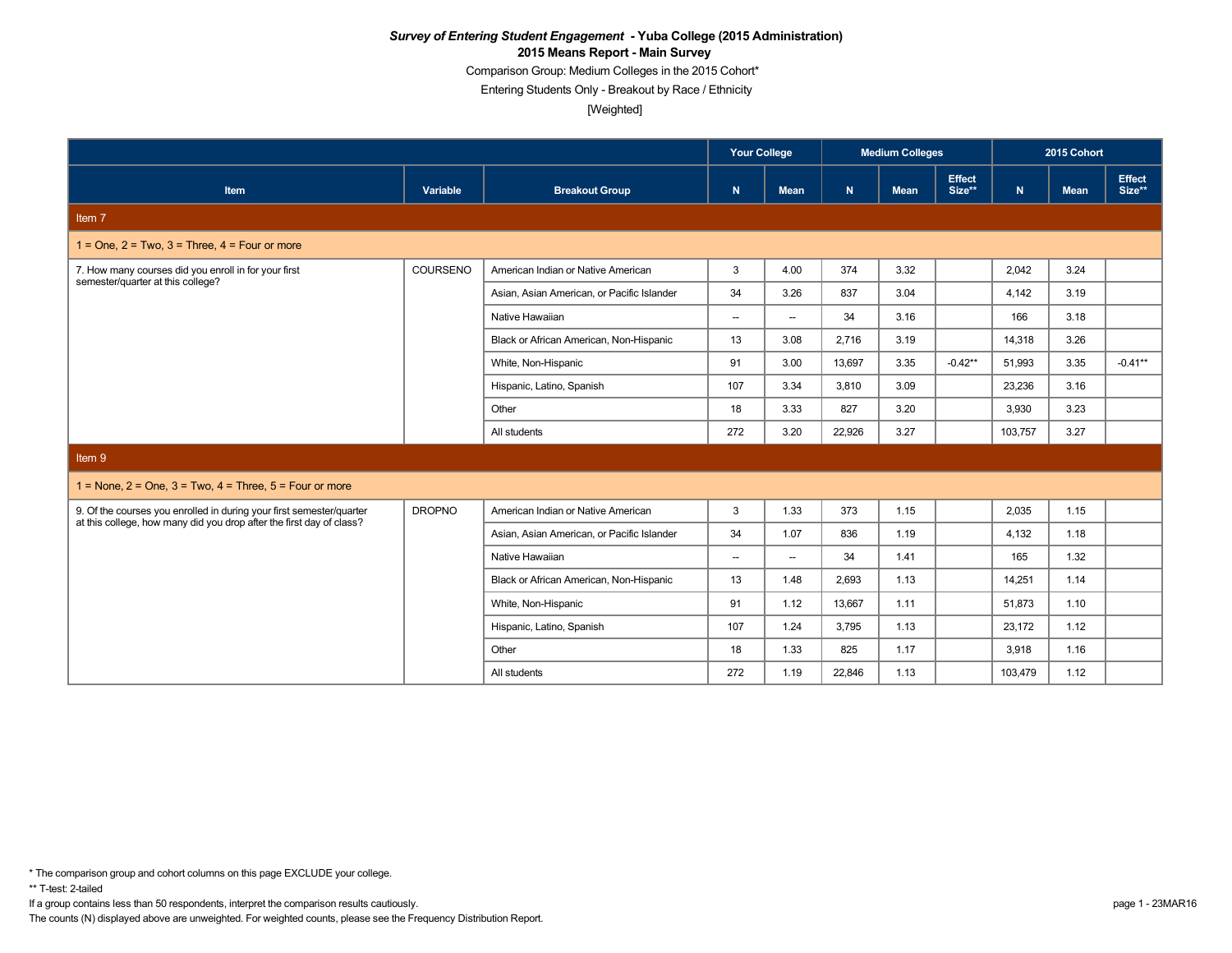# *Survey of Entering Student Engagement* - Yuba College (2015 Administration)

## 2015 Means Report - Main Survey

Comparison Group: Medium Colleges in the 2015 Cohort*

Entering Students Only - Breakout by Race / Ethnicity

[Weighted]

| | | | Your College | | Medium Colleges | | | 2015 Cohort | | |
|---|---|---|---|---|---|---|---|---|---|---|
| Item | Variable | Breakout Group | N | Mean | N | Mean | Effect Size** | N | Mean | Effect Size** |
| **Item 7** | | | | | | | | | | |
| 1 = One, 2 = Two, 3 = Three, 4 = Four or more | | | | | | | | | | |
| 7. How many courses did you enroll in for your first semester/quarter at this college? | COURSENO | American Indian or Native American | 3 | 4.00 | 374 | 3.32 | | 2,042 | 3.24 | |
| | | Asian, Asian American, or Pacific Islander | 34 | 3.26 | 837 | 3.04 | | 4,142 | 3.19 | |
| | | Native Hawaiian | -- | -- | 34 | 3.16 | | 166 | 3.18 | |
| | | Black or African American, Non-Hispanic | 13 | 3.08 | 2,716 | 3.19 | | 14,318 | 3.26 | |
| | | White, Non-Hispanic | 91 | 3.00 | 13,697 | 3.35 | -0.42** | 51,993 | 3.35 | -0.41** |
| | | Hispanic, Latino, Spanish | 107 | 3.34 | 3,810 | 3.09 | | 23,236 | 3.16 | |
| | | Other | 18 | 3.33 | 827 | 3.20 | | 3,930 | 3.23 | |
| | | All students | 272 | 3.20 | 22,926 | 3.27 | | 103,757 | 3.27 | |
| **Item 9** | | | | | | | | | | |
| 1 = None, 2 = One, 3 = Two, 4 = Three, 5 = Four or more | | | | | | | | | | |
| 9. Of the courses you enrolled in during your first semester/quarter at this college, how many did you drop after the first day of class? | DROPNO | American Indian or Native American | 3 | 1.33 | 373 | 1.15 | | 2,035 | 1.15 | |
| | | Asian, Asian American, or Pacific Islander | 34 | 1.07 | 836 | 1.19 | | 4,132 | 1.18 | |
| | | Native Hawaiian | -- | -- | 34 | 1.41 | | 165 | 1.32 | |
| | | Black or African American, Non-Hispanic | 13 | 1.48 | 2,693 | 1.13 | | 14,251 | 1.14 | |
| | | White, Non-Hispanic | 91 | 1.12 | 13,667 | 1.11 | | 51,873 | 1.10 | |
| | | Hispanic, Latino, Spanish | 107 | 1.24 | 3,795 | 1.13 | | 23,172 | 1.12 | |
| | | Other | 18 | 1.33 | 825 | 1.17 | | 3,918 | 1.16 | |
| | | All students | 272 | 1.19 | 22,846 | 1.13 | | 103,479 | 1.12 | |

* The comparison group and cohort columns on this page EXCLUDE your college.

** T-test: 2-tailed

If a group contains less than 50 respondents, interpret the comparison results cautiously.

The counts (N) displayed above are unweighted. For weighted counts, please see the Frequency Distribution Report.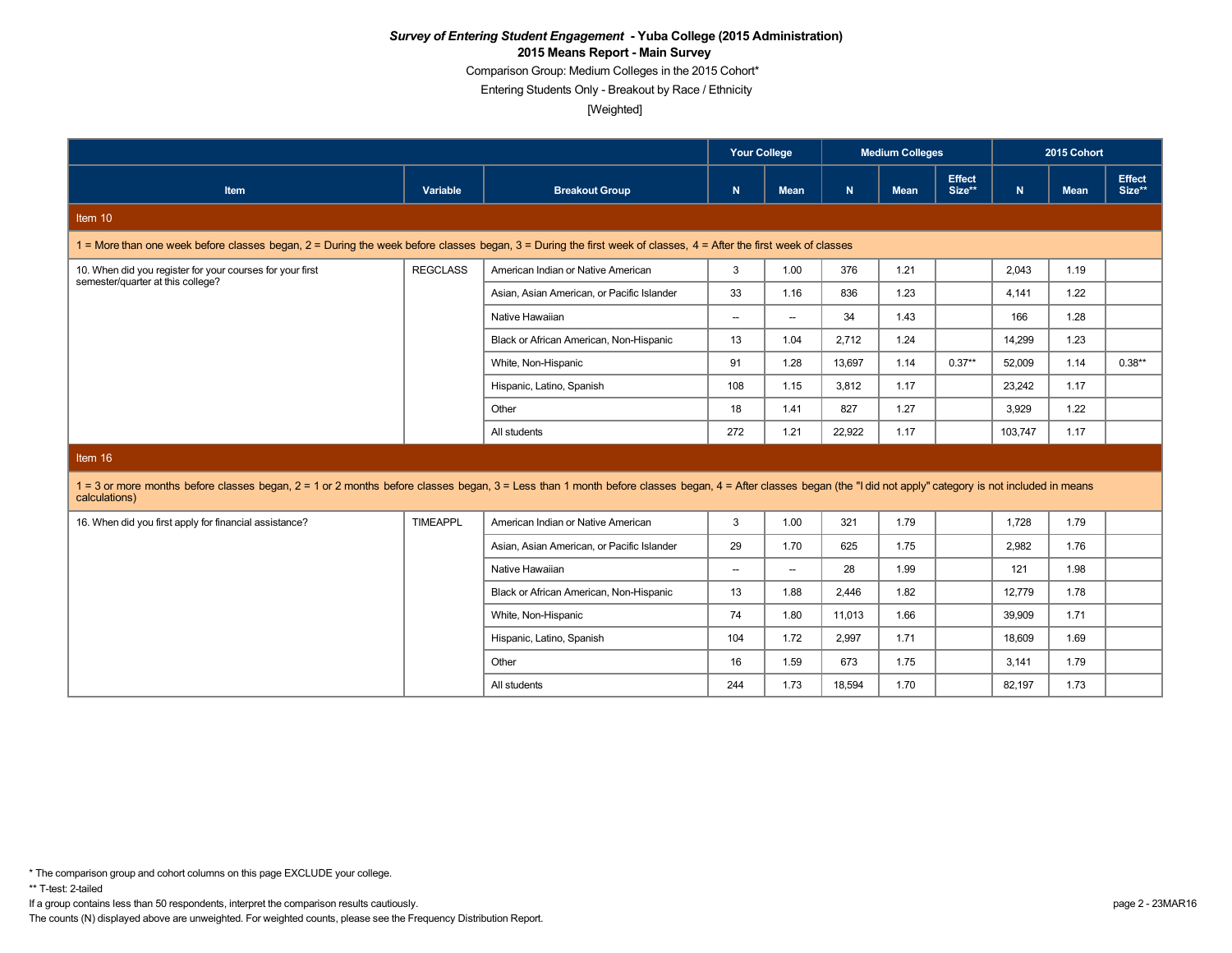***Survey of Entering Student Engagement*** **- Yuba College (2015 Administration)**

**2015 Means Report - Main Survey**

Comparison Group: Medium Colleges in the 2015 Cohort*

Entering Students Only - Breakout by Race / Ethnicity

[Weighted]

| | | | Your College | | Medium Colleges | | | 2015 Cohort | | |
|---|---|---|---|---|---|---|---|---|---|---|
| **Item** | **Variable** | **Breakout Group** | **N** | **Mean** | **N** | **Mean** | **Effect Size**** | **N** | **Mean** | **Effect Size**** |
| **Item 10** | | | | | | | | | | |
| 1 = More than one week before classes began, 2 = During the week before classes began, 3 = During the first week of classes, 4 = After the first week of classes | | | | | | | | | | |
| 10. When did you register for your courses for your first semester/quarter at this college? | REGCLASS | American Indian or Native American | 3 | 1.00 | 376 | 1.21 | | 2,043 | 1.19 | |
| | | Asian, Asian American, or Pacific Islander | 33 | 1.16 | 836 | 1.23 | | 4,141 | 1.22 | |
| | | Native Hawaiian | -- | -- | 34 | 1.43 | | 166 | 1.28 | |
| | | Black or African American, Non-Hispanic | 13 | 1.04 | 2,712 | 1.24 | | 14,299 | 1.23 | |
| | | White, Non-Hispanic | 91 | 1.28 | 13,697 | 1.14 | 0.37** | 52,009 | 1.14 | 0.38** |
| | | Hispanic, Latino, Spanish | 108 | 1.15 | 3,812 | 1.17 | | 23,242 | 1.17 | |
| | | Other | 18 | 1.41 | 827 | 1.27 | | 3,929 | 1.22 | |
| | | All students | 272 | 1.21 | 22,922 | 1.17 | | 103,747 | 1.17 | |
| **Item 16** | | | | | | | | | | |
| 1 = 3 or more months before classes began, 2 = 1 or 2 months before classes began, 3 = Less than 1 month before classes began, 4 = After classes began (the "I did not apply" category is not included in means calculations) | | | | | | | | | | |
| 16. When did you first apply for financial assistance? | TIMEAPPL | American Indian or Native American | 3 | 1.00 | 321 | 1.79 | | 1,728 | 1.79 | |
| | | Asian, Asian American, or Pacific Islander | 29 | 1.70 | 625 | 1.75 | | 2,982 | 1.76 | |
| | | Native Hawaiian | -- | -- | 28 | 1.99 | | 121 | 1.98 | |
| | | Black or African American, Non-Hispanic | 13 | 1.88 | 2,446 | 1.82 | | 12,779 | 1.78 | |
| | | White, Non-Hispanic | 74 | 1.80 | 11,013 | 1.66 | | 39,909 | 1.71 | |
| | | Hispanic, Latino, Spanish | 104 | 1.72 | 2,997 | 1.71 | | 18,609 | 1.69 | |
| | | Other | 16 | 1.59 | 673 | 1.75 | | 3,141 | 1.79 | |
| | | All students | 244 | 1.73 | 18,594 | 1.70 | | 82,197 | 1.73 | |

* The comparison group and cohort columns on this page EXCLUDE your college.

** T-test: 2-tailed

If a group contains less than 50 respondents, interpret the comparison results cautiously.

The counts (N) displayed above are unweighted. For weighted counts, please see the Frequency Distribution Report.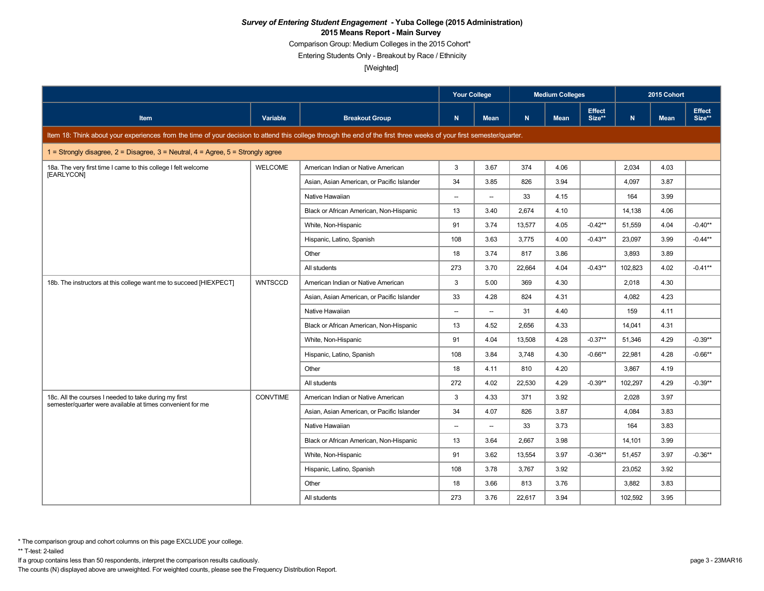*Survey of Entering Student Engagement* **- Yuba College (2015 Administration)**

**2015 Means Report - Main Survey**

Comparison Group: Medium Colleges in the 2015 Cohort*

Entering Students Only - Breakout by Race / Ethnicity

[Weighted]

| Item | Variable | Breakout Group | Your College N | Your College Mean | Medium Colleges N | Medium Colleges Mean | Medium Colleges Effect Size** | 2015 Cohort N | 2015 Cohort Mean | 2015 Cohort Effect Size** |
|---|---|---|---|---|---|---|---|---|---|---|
| Item 18: Think about your experiences from the time of your decision to attend this college through the end of the first three weeks of your first semester/quarter. | | | | | | | | | | |
| 1 = Strongly disagree, 2 = Disagree, 3 = Neutral, 4 = Agree, 5 = Strongly agree | | | | | | | | | | |
| 18a. The very first time I came to this college I felt welcome [EARLYCON] | WELCOME | American Indian or Native American | 3 | 3.67 | 374 | 4.06 | | 2,034 | 4.03 | |
| | | Asian, Asian American, or Pacific Islander | 34 | 3.85 | 826 | 3.94 | | 4,097 | 3.87 | |
| | | Native Hawaiian | -- | -- | 33 | 4.15 | | 164 | 3.99 | |
| | | Black or African American, Non-Hispanic | 13 | 3.40 | 2,674 | 4.10 | | 14,138 | 4.06 | |
| | | White, Non-Hispanic | 91 | 3.74 | 13,577 | 4.05 | -0.42** | 51,559 | 4.04 | -0.40** |
| | | Hispanic, Latino, Spanish | 108 | 3.63 | 3,775 | 4.00 | -0.43** | 23,097 | 3.99 | -0.44** |
| | | Other | 18 | 3.74 | 817 | 3.86 | | 3,893 | 3.89 | |
| | | All students | 273 | 3.70 | 22,664 | 4.04 | -0.43** | 102,823 | 4.02 | -0.41** |
| 18b. The instructors at this college want me to succeed [HIEXPECT] | WNTSCCD | American Indian or Native American | 3 | 5.00 | 369 | 4.30 | | 2,018 | 4.30 | |
| | | Asian, Asian American, or Pacific Islander | 33 | 4.28 | 824 | 4.31 | | 4,082 | 4.23 | |
| | | Native Hawaiian | -- | -- | 31 | 4.40 | | 159 | 4.11 | |
| | | Black or African American, Non-Hispanic | 13 | 4.52 | 2,656 | 4.33 | | 14,041 | 4.31 | |
| | | White, Non-Hispanic | 91 | 4.04 | 13,508 | 4.28 | -0.37** | 51,346 | 4.29 | -0.39** |
| | | Hispanic, Latino, Spanish | 108 | 3.84 | 3,748 | 4.30 | -0.66** | 22,981 | 4.28 | -0.66** |
| | | Other | 18 | 4.11 | 810 | 4.20 | | 3,867 | 4.19 | |
| | | All students | 272 | 4.02 | 22,530 | 4.29 | -0.39** | 102,297 | 4.29 | -0.39** |
| 18c. All the courses I needed to take during my first semester/quarter were available at times convenient for me | CONVTIME | American Indian or Native American | 3 | 4.33 | 371 | 3.92 | | 2,028 | 3.97 | |
| | | Asian, Asian American, or Pacific Islander | 34 | 4.07 | 826 | 3.87 | | 4,084 | 3.83 | |
| | | Native Hawaiian | -- | -- | 33 | 3.73 | | 164 | 3.83 | |
| | | Black or African American, Non-Hispanic | 13 | 3.64 | 2,667 | 3.98 | | 14,101 | 3.99 | |
| | | White, Non-Hispanic | 91 | 3.62 | 13,554 | 3.97 | -0.36** | 51,457 | 3.97 | -0.36** |
| | | Hispanic, Latino, Spanish | 108 | 3.78 | 3,767 | 3.92 | | 23,052 | 3.92 | |
| | | Other | 18 | 3.66 | 813 | 3.76 | | 3,882 | 3.83 | |
| | | All students | 273 | 3.76 | 22,617 | 3.94 | | 102,592 | 3.95 | |

\* The comparison group and cohort columns on this page EXCLUDE your college.

** T-test: 2-tailed

If a group contains less than 50 respondents, interpret the comparison results cautiously.

The counts (N) displayed above are unweighted. For weighted counts, please see the Frequency Distribution Report.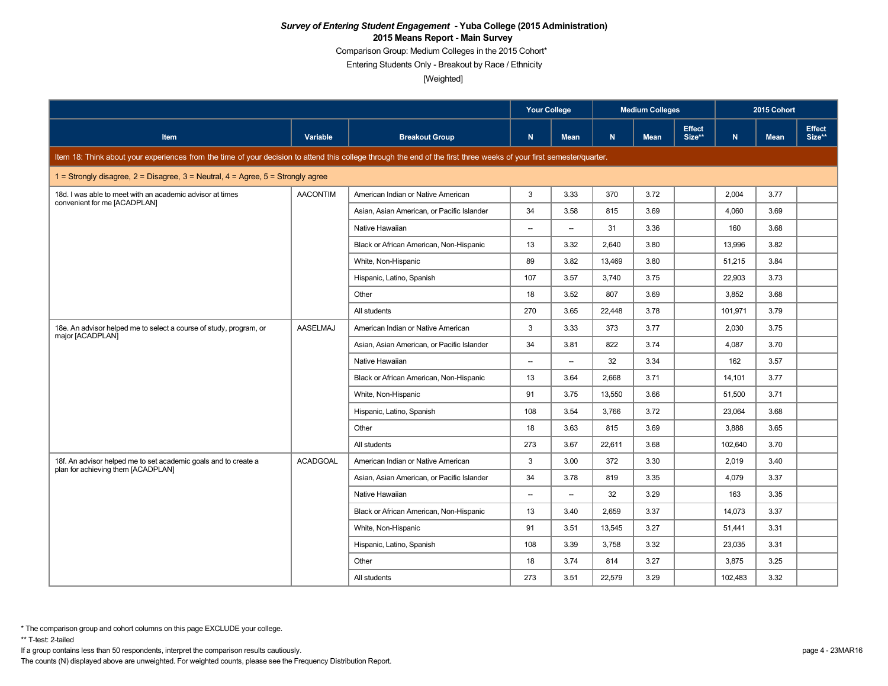***Survey of Entering Student Engagement* - Yuba College (2015 Administration)**

**2015 Means Report - Main Survey**

Comparison Group: Medium Colleges in the 2015 Cohort*

Entering Students Only - Breakout by Race / Ethnicity

[Weighted]

| | | | Your College | | Medium Colleges | | | 2015 Cohort | | |
|---|---|---|---|---|---|---|---|---|---|---|
| Item | Variable | Breakout Group | N | Mean | N | Mean | Effect Size** | N | Mean | Effect Size** |
| Item 18: Think about your experiences from the time of your decision to attend this college through the end of the first three weeks of your first semester/quarter. | | | | | | | | | | |
| 1 = Strongly disagree, 2 = Disagree, 3 = Neutral, 4 = Agree, 5 = Strongly agree | | | | | | | | | | |
| 18d. I was able to meet with an academic advisor at times convenient for me [ACADPLAN] | AACONTIM | American Indian or Native American | 3 | 3.33 | 370 | 3.72 | | 2,004 | 3.77 | |
| | | Asian, Asian American, or Pacific Islander | 34 | 3.58 | 815 | 3.69 | | 4,060 | 3.69 | |
| | | Native Hawaiian | -- | -- | 31 | 3.36 | | 160 | 3.68 | |
| | | Black or African American, Non-Hispanic | 13 | 3.32 | 2,640 | 3.80 | | 13,996 | 3.82 | |
| | | White, Non-Hispanic | 89 | 3.82 | 13,469 | 3.80 | | 51,215 | 3.84 | |
| | | Hispanic, Latino, Spanish | 107 | 3.57 | 3,740 | 3.75 | | 22,903 | 3.73 | |
| | | Other | 18 | 3.52 | 807 | 3.69 | | 3,852 | 3.68 | |
| | | All students | 270 | 3.65 | 22,448 | 3.78 | | 101,971 | 3.79 | |
| 18e. An advisor helped me to select a course of study, program, or major [ACADPLAN] | AASELMAJ | American Indian or Native American | 3 | 3.33 | 373 | 3.77 | | 2,030 | 3.75 | |
| | | Asian, Asian American, or Pacific Islander | 34 | 3.81 | 822 | 3.74 | | 4,087 | 3.70 | |
| | | Native Hawaiian | -- | -- | 32 | 3.34 | | 162 | 3.57 | |
| | | Black or African American, Non-Hispanic | 13 | 3.64 | 2,668 | 3.71 | | 14,101 | 3.77 | |
| | | White, Non-Hispanic | 91 | 3.75 | 13,550 | 3.66 | | 51,500 | 3.71 | |
| | | Hispanic, Latino, Spanish | 108 | 3.54 | 3,766 | 3.72 | | 23,064 | 3.68 | |
| | | Other | 18 | 3.63 | 815 | 3.69 | | 3,888 | 3.65 | |
| | | All students | 273 | 3.67 | 22,611 | 3.68 | | 102,640 | 3.70 | |
| 18f. An advisor helped me to set academic goals and to create a plan for achieving them [ACADPLAN] | ACADGOAL | American Indian or Native American | 3 | 3.00 | 372 | 3.30 | | 2,019 | 3.40 | |
| | | Asian, Asian American, or Pacific Islander | 34 | 3.78 | 819 | 3.35 | | 4,079 | 3.37 | |
| | | Native Hawaiian | -- | -- | 32 | 3.29 | | 163 | 3.35 | |
| | | Black or African American, Non-Hispanic | 13 | 3.40 | 2,659 | 3.37 | | 14,073 | 3.37 | |
| | | White, Non-Hispanic | 91 | 3.51 | 13,545 | 3.27 | | 51,441 | 3.31 | |
| | | Hispanic, Latino, Spanish | 108 | 3.39 | 3,758 | 3.32 | | 23,035 | 3.31 | |
| | | Other | 18 | 3.74 | 814 | 3.27 | | 3,875 | 3.25 | |
| | | All students | 273 | 3.51 | 22,579 | 3.29 | | 102,483 | 3.32 | |

\* The comparison group and cohort columns on this page EXCLUDE your college.

** T-test: 2-tailed

If a group contains less than 50 respondents, interpret the comparison results cautiously.

The counts (N) displayed above are unweighted. For weighted counts, please see the Frequency Distribution Report.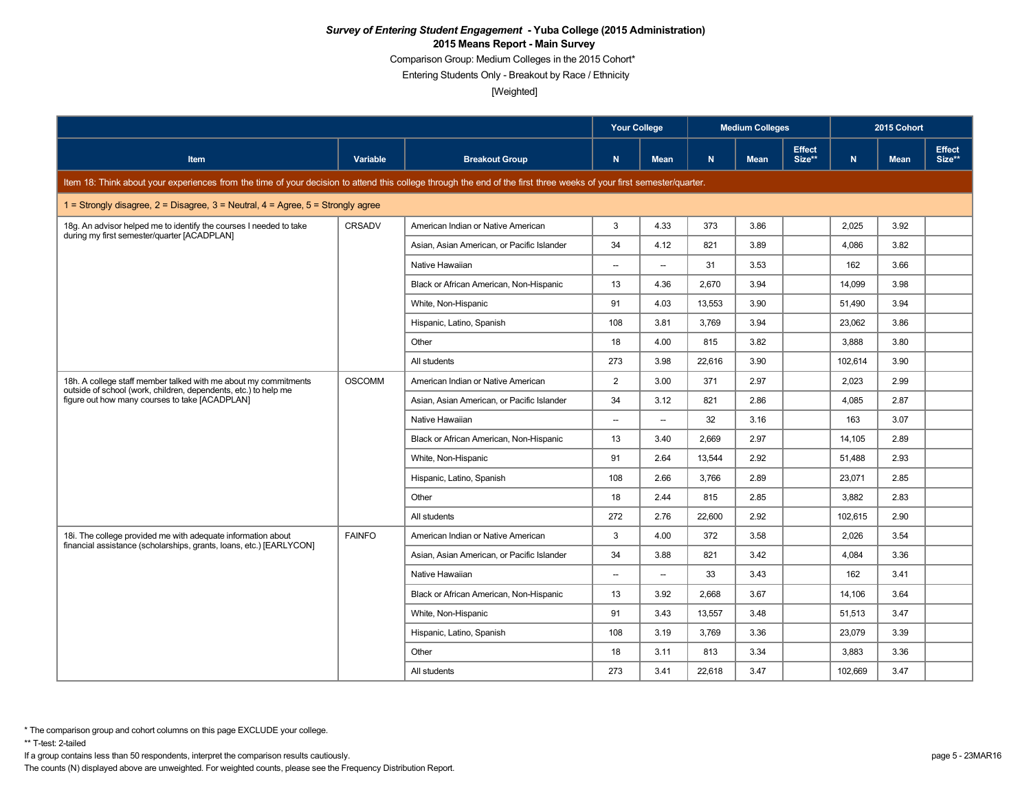***Survey of Entering Student Engagement* - Yuba College (2015 Administration)**

**2015 Means Report - Main Survey**

Comparison Group: Medium Colleges in the 2015 Cohort*

Entering Students Only - Breakout by Race / Ethnicity

[Weighted]

| | | | Your College | | Medium Colleges | | | 2015 Cohort | | |
|---|---|---|---|---|---|---|---|---|---|---|
| Item | Variable | Breakout Group | N | Mean | N | Mean | Effect Size** | N | Mean | Effect Size** |
| Item 18: Think about your experiences from the time of your decision to attend this college through the end of the first three weeks of your first semester/quarter. | | | | | | | | | | |
| 1 = Strongly disagree, 2 = Disagree, 3 = Neutral, 4 = Agree, 5 = Strongly agree | | | | | | | | | | |
| 18g. An advisor helped me to identify the courses I needed to take during my first semester/quarter [ACADPLAN] | CRSADV | American Indian or Native American | 3 | 4.33 | 373 | 3.86 | | 2,025 | 3.92 | |
| | | Asian, Asian American, or Pacific Islander | 34 | 4.12 | 821 | 3.89 | | 4,086 | 3.82 | |
| | | Native Hawaiian | -- | -- | 31 | 3.53 | | 162 | 3.66 | |
| | | Black or African American, Non-Hispanic | 13 | 4.36 | 2,670 | 3.94 | | 14,099 | 3.98 | |
| | | White, Non-Hispanic | 91 | 4.03 | 13,553 | 3.90 | | 51,490 | 3.94 | |
| | | Hispanic, Latino, Spanish | 108 | 3.81 | 3,769 | 3.94 | | 23,062 | 3.86 | |
| | | Other | 18 | 4.00 | 815 | 3.82 | | 3,888 | 3.80 | |
| | | All students | 273 | 3.98 | 22,616 | 3.90 | | 102,614 | 3.90 | |
| 18h. A college staff member talked with me about my commitments outside of school (work, children, dependents, etc.) to help me figure out how many courses to take [ACADPLAN] | OSCOMM | American Indian or Native American | 2 | 3.00 | 371 | 2.97 | | 2,023 | 2.99 | |
| | | Asian, Asian American, or Pacific Islander | 34 | 3.12 | 821 | 2.86 | | 4,085 | 2.87 | |
| | | Native Hawaiian | -- | -- | 32 | 3.16 | | 163 | 3.07 | |
| | | Black or African American, Non-Hispanic | 13 | 3.40 | 2,669 | 2.97 | | 14,105 | 2.89 | |
| | | White, Non-Hispanic | 91 | 2.64 | 13,544 | 2.92 | | 51,488 | 2.93 | |
| | | Hispanic, Latino, Spanish | 108 | 2.66 | 3,766 | 2.89 | | 23,071 | 2.85 | |
| | | Other | 18 | 2.44 | 815 | 2.85 | | 3,882 | 2.83 | |
| | | All students | 272 | 2.76 | 22,600 | 2.92 | | 102,615 | 2.90 | |
| 18i. The college provided me with adequate information about financial assistance (scholarships, grants, loans, etc.) [EARLYCON] | FAINFO | American Indian or Native American | 3 | 4.00 | 372 | 3.58 | | 2,026 | 3.54 | |
| | | Asian, Asian American, or Pacific Islander | 34 | 3.88 | 821 | 3.42 | | 4,084 | 3.36 | |
| | | Native Hawaiian | -- | -- | 33 | 3.43 | | 162 | 3.41 | |
| | | Black or African American, Non-Hispanic | 13 | 3.92 | 2,668 | 3.67 | | 14,106 | 3.64 | |
| | | White, Non-Hispanic | 91 | 3.43 | 13,557 | 3.48 | | 51,513 | 3.47 | |
| | | Hispanic, Latino, Spanish | 108 | 3.19 | 3,769 | 3.36 | | 23,079 | 3.39 | |
| | | Other | 18 | 3.11 | 813 | 3.34 | | 3,883 | 3.36 | |
| | | All students | 273 | 3.41 | 22,618 | 3.47 | | 102,669 | 3.47 | |

* The comparison group and cohort columns on this page EXCLUDE your college.

** T-test: 2-tailed

If a group contains less than 50 respondents, interpret the comparison results cautiously.

The counts (N) displayed above are unweighted. For weighted counts, please see the Frequency Distribution Report.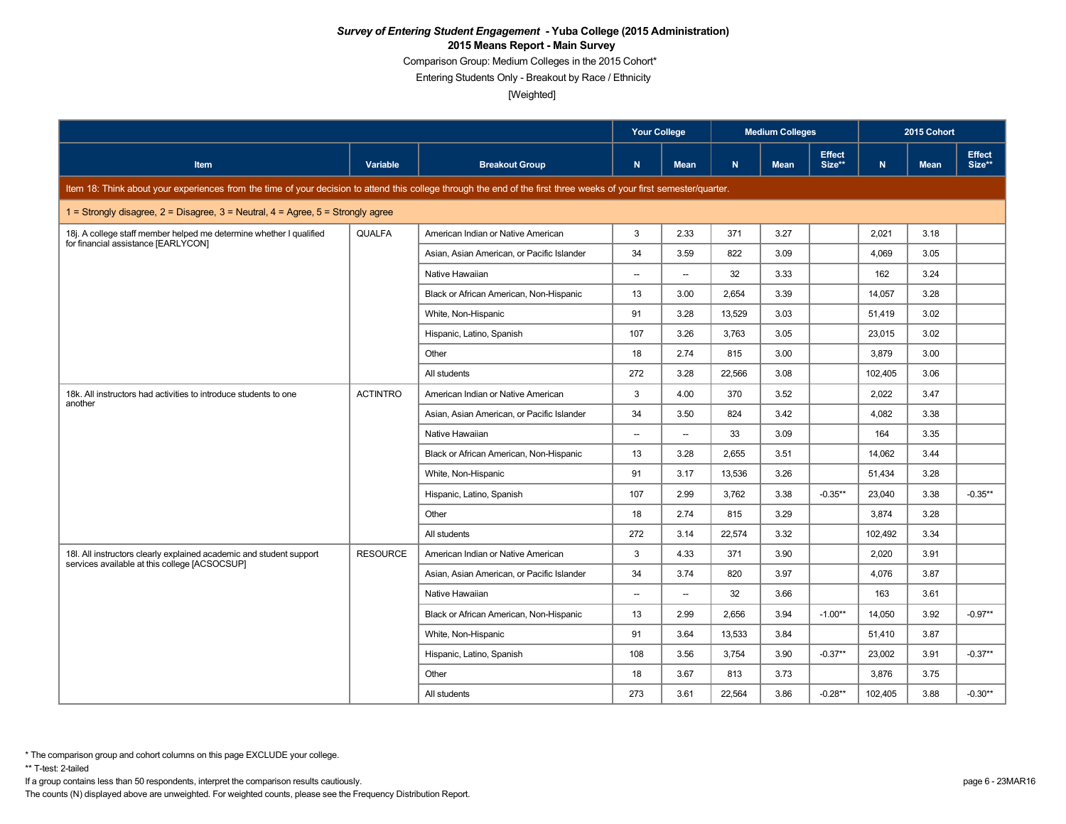***Survey of Entering Student Engagement* - Yuba College (2015 Administration)**

**2015 Means Report - Main Survey**

Comparison Group: Medium Colleges in the 2015 Cohort*

Entering Students Only - Breakout by Race / Ethnicity

[Weighted]

| | | | Your College | | Medium Colleges | | | 2015 Cohort | | |
|---|---|---|---|---|---|---|---|---|---|---|
| Item | Variable | Breakout Group | N | Mean | N | Mean | Effect Size** | N | Mean | Effect Size** |
| Item 18: Think about your experiences from the time of your decision to attend this college through the end of the first three weeks of your first semester/quarter. | | | | | | | | | | |
| 1 = Strongly disagree, 2 = Disagree, 3 = Neutral, 4 = Agree, 5 = Strongly agree | | | | | | | | | | |
| 18j. A college staff member helped me determine whether I qualified for financial assistance [EARLYCON] | QUALFA | American Indian or Native American | 3 | 2.33 | 371 | 3.27 | | 2,021 | 3.18 | |
| | | Asian, Asian American, or Pacific Islander | 34 | 3.59 | 822 | 3.09 | | 4,069 | 3.05 | |
| | | Native Hawaiian | -- | -- | 32 | 3.33 | | 162 | 3.24 | |
| | | Black or African American, Non-Hispanic | 13 | 3.00 | 2,654 | 3.39 | | 14,057 | 3.28 | |
| | | White, Non-Hispanic | 91 | 3.28 | 13,529 | 3.03 | | 51,419 | 3.02 | |
| | | Hispanic, Latino, Spanish | 107 | 3.26 | 3,763 | 3.05 | | 23,015 | 3.02 | |
| | | Other | 18 | 2.74 | 815 | 3.00 | | 3,879 | 3.00 | |
| | | All students | 272 | 3.28 | 22,566 | 3.08 | | 102,405 | 3.06 | |
| 18k. All instructors had activities to introduce students to one another | ACTINTRO | American Indian or Native American | 3 | 4.00 | 370 | 3.52 | | 2,022 | 3.47 | |
| | | Asian, Asian American, or Pacific Islander | 34 | 3.50 | 824 | 3.42 | | 4,082 | 3.38 | |
| | | Native Hawaiian | -- | -- | 33 | 3.09 | | 164 | 3.35 | |
| | | Black or African American, Non-Hispanic | 13 | 3.28 | 2,655 | 3.51 | | 14,062 | 3.44 | |
| | | White, Non-Hispanic | 91 | 3.17 | 13,536 | 3.26 | | 51,434 | 3.28 | |
| | | Hispanic, Latino, Spanish | 107 | 2.99 | 3,762 | 3.38 | -0.35** | 23,040 | 3.38 | -0.35** |
| | | Other | 18 | 2.74 | 815 | 3.29 | | 3,874 | 3.28 | |
| | | All students | 272 | 3.14 | 22,574 | 3.32 | | 102,492 | 3.34 | |
| 18l. All instructors clearly explained academic and student support services available at this college [ACSOCSUP] | RESOURCE | American Indian or Native American | 3 | 4.33 | 371 | 3.90 | | 2,020 | 3.91 | |
| | | Asian, Asian American, or Pacific Islander | 34 | 3.74 | 820 | 3.97 | | 4,076 | 3.87 | |
| | | Native Hawaiian | -- | -- | 32 | 3.66 | | 163 | 3.61 | |
| | | Black or African American, Non-Hispanic | 13 | 2.99 | 2,656 | 3.94 | -1.00** | 14,050 | 3.92 | -0.97** |
| | | White, Non-Hispanic | 91 | 3.64 | 13,533 | 3.84 | | 51,410 | 3.87 | |
| | | Hispanic, Latino, Spanish | 108 | 3.56 | 3,754 | 3.90 | -0.37** | 23,002 | 3.91 | -0.37** |
| | | Other | 18 | 3.67 | 813 | 3.73 | | 3,876 | 3.75 | |
| | | All students | 273 | 3.61 | 22,564 | 3.86 | -0.28** | 102,405 | 3.88 | -0.30** |

\* The comparison group and cohort columns on this page EXCLUDE your college.

** T-test: 2-tailed

If a group contains less than 50 respondents, interpret the comparison results cautiously.

The counts (N) displayed above are unweighted. For weighted counts, please see the Frequency Distribution Report.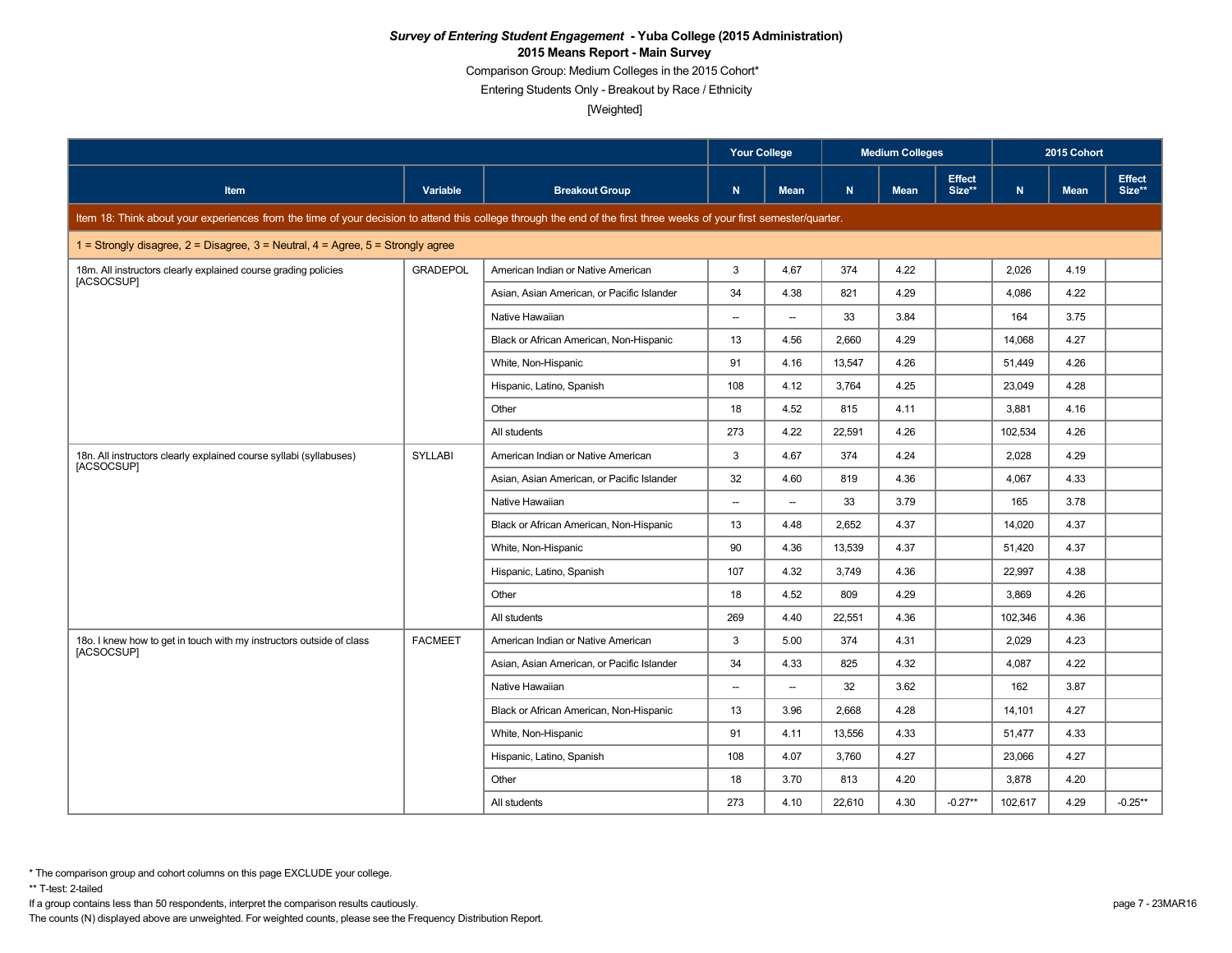***Survey of Entering Student Engagement* - Yuba College (2015 Administration)**

**2015 Means Report - Main Survey**

Comparison Group: Medium Colleges in the 2015 Cohort*

Entering Students Only - Breakout by Race / Ethnicity

[Weighted]

| Item | Variable | Breakout Group | Your College | | Medium Colleges | | | 2015 Cohort | | |
|---|---|---|---|---|---|---|---|---|---|---|
| | | | N | Mean | N | Mean | Effect Size** | N | Mean | Effect Size** |
| Item 18: Think about your experiences from the time of your decision to attend this college through the end of the first three weeks of your first semester/quarter. | | | | | | | | | | |
| 1 = Strongly disagree, 2 = Disagree, 3 = Neutral, 4 = Agree, 5 = Strongly agree | | | | | | | | | | |
| 18m. All instructors clearly explained course grading policies [ACSOCSUP] | GRADEPOL | American Indian or Native American | 3 | 4.67 | 374 | 4.22 | | 2,026 | 4.19 | |
| | | Asian, Asian American, or Pacific Islander | 34 | 4.38 | 821 | 4.29 | | 4,086 | 4.22 | |
| | | Native Hawaiian | -- | -- | 33 | 3.84 | | 164 | 3.75 | |
| | | Black or African American, Non-Hispanic | 13 | 4.56 | 2,660 | 4.29 | | 14,068 | 4.27 | |
| | | White, Non-Hispanic | 91 | 4.16 | 13,547 | 4.26 | | 51,449 | 4.26 | |
| | | Hispanic, Latino, Spanish | 108 | 4.12 | 3,764 | 4.25 | | 23,049 | 4.28 | |
| | | Other | 18 | 4.52 | 815 | 4.11 | | 3,881 | 4.16 | |
| | | All students | 273 | 4.22 | 22,591 | 4.26 | | 102,534 | 4.26 | |
| 18n. All instructors clearly explained course syllabi (syllabuses) [ACSOCSUP] | SYLLABI | American Indian or Native American | 3 | 4.67 | 374 | 4.24 | | 2,028 | 4.29 | |
| | | Asian, Asian American, or Pacific Islander | 32 | 4.60 | 819 | 4.36 | | 4,067 | 4.33 | |
| | | Native Hawaiian | -- | -- | 33 | 3.79 | | 165 | 3.78 | |
| | | Black or African American, Non-Hispanic | 13 | 4.48 | 2,652 | 4.37 | | 14,020 | 4.37 | |
| | | White, Non-Hispanic | 90 | 4.36 | 13,539 | 4.37 | | 51,420 | 4.37 | |
| | | Hispanic, Latino, Spanish | 107 | 4.32 | 3,749 | 4.36 | | 22,997 | 4.38 | |
| | | Other | 18 | 4.52 | 809 | 4.29 | | 3,869 | 4.26 | |
| | | All students | 269 | 4.40 | 22,551 | 4.36 | | 102,346 | 4.36 | |
| 18o. I knew how to get in touch with my instructors outside of class [ACSOCSUP] | FACMEET | American Indian or Native American | 3 | 5.00 | 374 | 4.31 | | 2,029 | 4.23 | |
| | | Asian, Asian American, or Pacific Islander | 34 | 4.33 | 825 | 4.32 | | 4,087 | 4.22 | |
| | | Native Hawaiian | -- | -- | 32 | 3.62 | | 162 | 3.87 | |
| | | Black or African American, Non-Hispanic | 13 | 3.96 | 2,668 | 4.28 | | 14,101 | 4.27 | |
| | | White, Non-Hispanic | 91 | 4.11 | 13,556 | 4.33 | | 51,477 | 4.33 | |
| | | Hispanic, Latino, Spanish | 108 | 4.07 | 3,760 | 4.27 | | 23,066 | 4.27 | |
| | | Other | 18 | 3.70 | 813 | 4.20 | | 3,878 | 4.20 | |
| | | All students | 273 | 4.10 | 22,610 | 4.30 | -0.27** | 102,617 | 4.29 | -0.25** |

\* The comparison group and cohort columns on this page EXCLUDE your college.

\** T-test: 2-tailed

If a group contains less than 50 respondents, interpret the comparison results cautiously.

The counts (N) displayed above are unweighted. For weighted counts, please see the Frequency Distribution Report.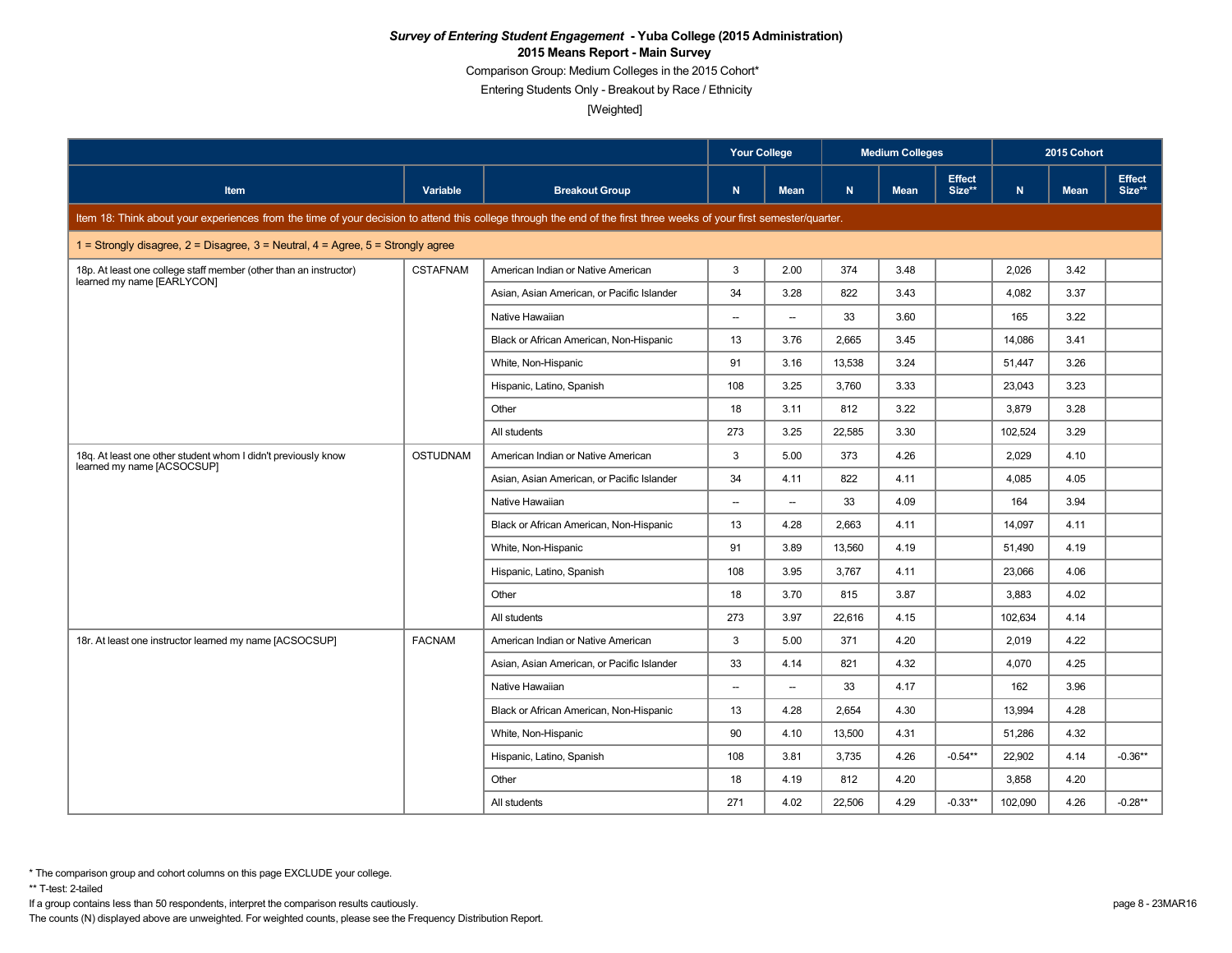***Survey of Entering Student Engagement* - Yuba College (2015 Administration)**

**2015 Means Report - Main Survey**

Comparison Group: Medium Colleges in the 2015 Cohort*

Entering Students Only - Breakout by Race / Ethnicity

[Weighted]

| Item | Variable | Breakout Group | Your College | | Medium Colleges | | | 2015 Cohort | | |
|---|---|---|---|---|---|---|---|---|---|---|
| | | | N | Mean | N | Mean | Effect Size** | N | Mean | Effect Size** |
| Item 18: Think about your experiences from the time of your decision to attend this college through the end of the first three weeks of your first semester/quarter. | | | | | | | | | | |
| 1 = Strongly disagree, 2 = Disagree, 3 = Neutral, 4 = Agree, 5 = Strongly agree | | | | | | | | | | |
| 18p. At least one college staff member (other than an instructor) learned my name [EARLYCON] | CSTAFNAM | American Indian or Native American | 3 | 2.00 | 374 | 3.48 | | 2,026 | 3.42 | |
| | | Asian, Asian American, or Pacific Islander | 34 | 3.28 | 822 | 3.43 | | 4,082 | 3.37 | |
| | | Native Hawaiian | -- | -- | 33 | 3.60 | | 165 | 3.22 | |
| | | Black or African American, Non-Hispanic | 13 | 3.76 | 2,665 | 3.45 | | 14,086 | 3.41 | |
| | | White, Non-Hispanic | 91 | 3.16 | 13,538 | 3.24 | | 51,447 | 3.26 | |
| | | Hispanic, Latino, Spanish | 108 | 3.25 | 3,760 | 3.33 | | 23,043 | 3.23 | |
| | | Other | 18 | 3.11 | 812 | 3.22 | | 3,879 | 3.28 | |
| | | All students | 273 | 3.25 | 22,585 | 3.30 | | 102,524 | 3.29 | |
| 18q. At least one other student whom I didn't previously know learned my name [ACSOCSUP] | OSTUDNAM | American Indian or Native American | 3 | 5.00 | 373 | 4.26 | | 2,029 | 4.10 | |
| | | Asian, Asian American, or Pacific Islander | 34 | 4.11 | 822 | 4.11 | | 4,085 | 4.05 | |
| | | Native Hawaiian | -- | -- | 33 | 4.09 | | 164 | 3.94 | |
| | | Black or African American, Non-Hispanic | 13 | 4.28 | 2,663 | 4.11 | | 14,097 | 4.11 | |
| | | White, Non-Hispanic | 91 | 3.89 | 13,560 | 4.19 | | 51,490 | 4.19 | |
| | | Hispanic, Latino, Spanish | 108 | 3.95 | 3,767 | 4.11 | | 23,066 | 4.06 | |
| | | Other | 18 | 3.70 | 815 | 3.87 | | 3,883 | 4.02 | |
| | | All students | 273 | 3.97 | 22,616 | 4.15 | | 102,634 | 4.14 | |
| 18r. At least one instructor learned my name [ACSOCSUP] | FACNAM | American Indian or Native American | 3 | 5.00 | 371 | 4.20 | | 2,019 | 4.22 | |
| | | Asian, Asian American, or Pacific Islander | 33 | 4.14 | 821 | 4.32 | | 4,070 | 4.25 | |
| | | Native Hawaiian | -- | -- | 33 | 4.17 | | 162 | 3.96 | |
| | | Black or African American, Non-Hispanic | 13 | 4.28 | 2,654 | 4.30 | | 13,994 | 4.28 | |
| | | White, Non-Hispanic | 90 | 4.10 | 13,500 | 4.31 | | 51,286 | 4.32 | |
| | | Hispanic, Latino, Spanish | 108 | 3.81 | 3,735 | 4.26 | -0.54** | 22,902 | 4.14 | -0.36** |
| | | Other | 18 | 4.19 | 812 | 4.20 | | 3,858 | 4.20 | |
| | | All students | 271 | 4.02 | 22,506 | 4.29 | -0.33** | 102,090 | 4.26 | -0.28** |

* The comparison group and cohort columns on this page EXCLUDE your college.

** T-test: 2-tailed

If a group contains less than 50 respondents, interpret the comparison results cautiously.

The counts (N) displayed above are unweighted. For weighted counts, please see the Frequency Distribution Report.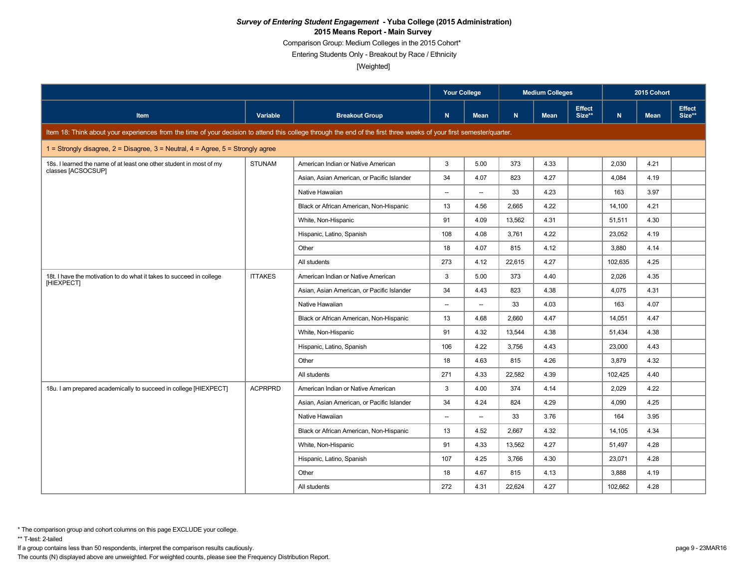***Survey of Entering Student Engagement*** **- Yuba College (2015 Administration)**

**2015 Means Report - Main Survey**

Comparison Group: Medium Colleges in the 2015 Cohort*

Entering Students Only - Breakout by Race / Ethnicity

[Weighted]

| Item | Variable | Breakout Group | Your College | | Medium Colleges | | | 2015 Cohort | | |
|---|---|---|---|---|---|---|---|---|---|---|
| | | | N | Mean | N | Mean | Effect Size** | N | Mean | Effect Size** |
| Item 18: Think about your experiences from the time of your decision to attend this college through the end of the first three weeks of your first semester/quarter. | | | | | | | | | | |
| 1 = Strongly disagree, 2 = Disagree, 3 = Neutral, 4 = Agree, 5 = Strongly agree | | | | | | | | | | |
| 18s. I learned the name of at least one other student in most of my classes [ACSOCSUP] | STUNAM | American Indian or Native American | 3 | 5.00 | 373 | 4.33 | | 2,030 | 4.21 | |
| | | Asian, Asian American, or Pacific Islander | 34 | 4.07 | 823 | 4.27 | | 4,084 | 4.19 | |
| | | Native Hawaiian | -- | -- | 33 | 4.23 | | 163 | 3.97 | |
| | | Black or African American, Non-Hispanic | 13 | 4.56 | 2,665 | 4.22 | | 14,100 | 4.21 | |
| | | White, Non-Hispanic | 91 | 4.09 | 13,562 | 4.31 | | 51,511 | 4.30 | |
| | | Hispanic, Latino, Spanish | 108 | 4.08 | 3,761 | 4.22 | | 23,052 | 4.19 | |
| | | Other | 18 | 4.07 | 815 | 4.12 | | 3,880 | 4.14 | |
| | | All students | 273 | 4.12 | 22,615 | 4.27 | | 102,635 | 4.25 | |
| 18t. I have the motivation to do what it takes to succeed in college [HIEXPECT] | ITTAKES | American Indian or Native American | 3 | 5.00 | 373 | 4.40 | | 2,026 | 4.35 | |
| | | Asian, Asian American, or Pacific Islander | 34 | 4.43 | 823 | 4.38 | | 4,075 | 4.31 | |
| | | Native Hawaiian | -- | -- | 33 | 4.03 | | 163 | 4.07 | |
| | | Black or African American, Non-Hispanic | 13 | 4.68 | 2,660 | 4.47 | | 14,051 | 4.47 | |
| | | White, Non-Hispanic | 91 | 4.32 | 13,544 | 4.38 | | 51,434 | 4.38 | |
| | | Hispanic, Latino, Spanish | 106 | 4.22 | 3,756 | 4.43 | | 23,000 | 4.43 | |
| | | Other | 18 | 4.63 | 815 | 4.26 | | 3,879 | 4.32 | |
| | | All students | 271 | 4.33 | 22,582 | 4.39 | | 102,425 | 4.40 | |
| 18u. I am prepared academically to succeed in college [HIEXPECT] | ACPRPRD | American Indian or Native American | 3 | 4.00 | 374 | 4.14 | | 2,029 | 4.22 | |
| | | Asian, Asian American, or Pacific Islander | 34 | 4.24 | 824 | 4.29 | | 4,090 | 4.25 | |
| | | Native Hawaiian | -- | -- | 33 | 3.76 | | 164 | 3.95 | |
| | | Black or African American, Non-Hispanic | 13 | 4.52 | 2,667 | 4.32 | | 14,105 | 4.34 | |
| | | White, Non-Hispanic | 91 | 4.33 | 13,562 | 4.27 | | 51,497 | 4.28 | |
| | | Hispanic, Latino, Spanish | 107 | 4.25 | 3,766 | 4.30 | | 23,071 | 4.28 | |
| | | Other | 18 | 4.67 | 815 | 4.13 | | 3,888 | 4.19 | |
| | | All students | 272 | 4.31 | 22,624 | 4.27 | | 102,662 | 4.28 | |

\* The comparison group and cohort columns on this page EXCLUDE your college.

\** T-test: 2-tailed

If a group contains less than 50 respondents, interpret the comparison results cautiously.

The counts (N) displayed above are unweighted. For weighted counts, please see the Frequency Distribution Report.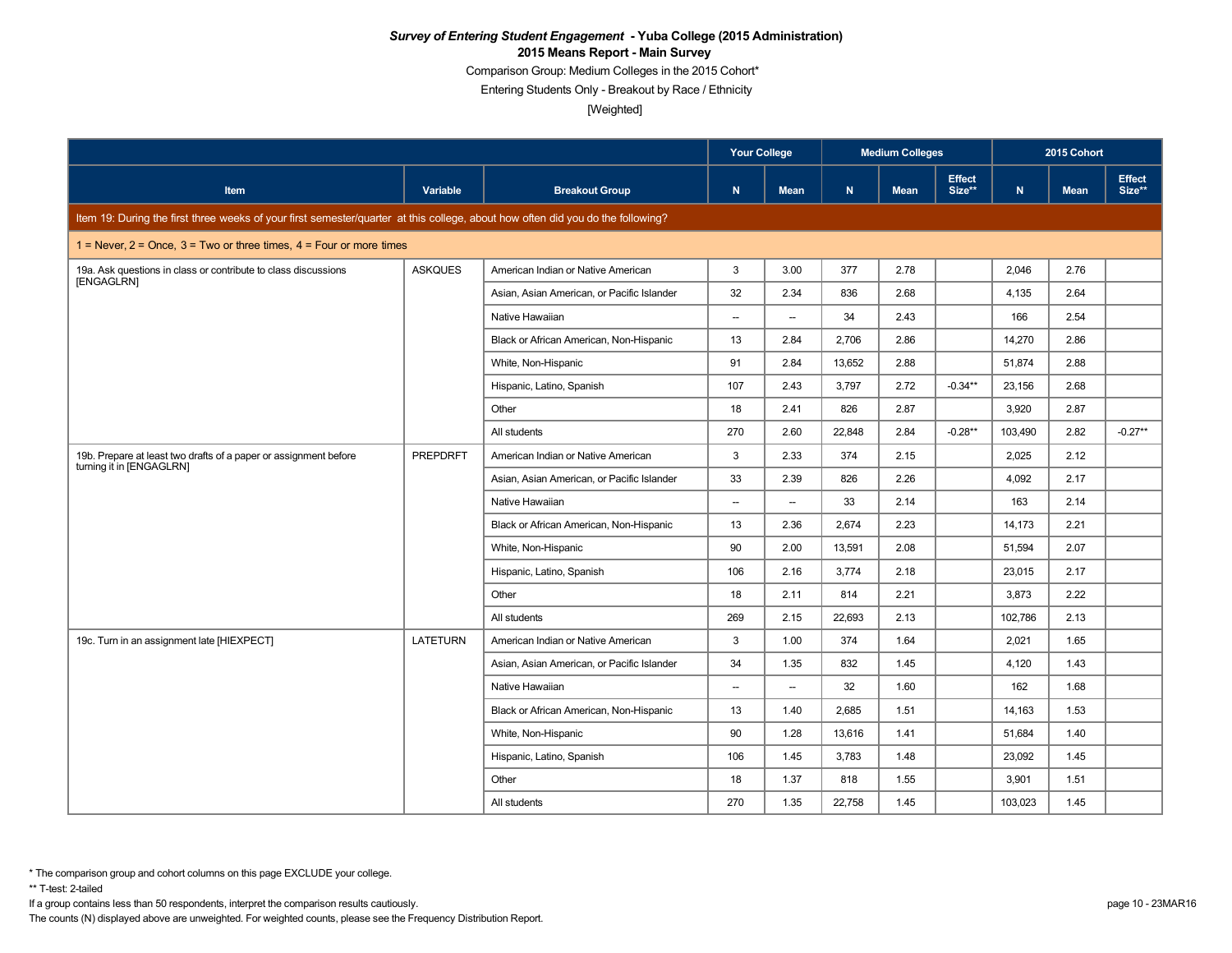***Survey of Entering Student Engagement* - Yuba College (2015 Administration)**

**2015 Means Report - Main Survey**

Comparison Group: Medium Colleges in the 2015 Cohort*

Entering Students Only - Breakout by Race / Ethnicity

[Weighted]

| | | | Your College | | Medium Colleges | | | 2015 Cohort | | |
|---|---|---|---|---|---|---|---|---|---|---|
| Item | Variable | Breakout Group | N | Mean | N | Mean | Effect Size** | N | Mean | Effect Size** |
| Item 19: During the first three weeks of your first semester/quarter at this college, about how often did you do the following? | | | | | | | | | | |
| 1 = Never, 2 = Once, 3 = Two or three times, 4 = Four or more times | | | | | | | | | | |
| 19a. Ask questions in class or contribute to class discussions [ENGAGLRN] | ASKQUES | American Indian or Native American | 3 | 3.00 | 377 | 2.78 | | 2,046 | 2.76 | |
| | | Asian, Asian American, or Pacific Islander | 32 | 2.34 | 836 | 2.68 | | 4,135 | 2.64 | |
| | | Native Hawaiian | -- | -- | 34 | 2.43 | | 166 | 2.54 | |
| | | Black or African American, Non-Hispanic | 13 | 2.84 | 2,706 | 2.86 | | 14,270 | 2.86 | |
| | | White, Non-Hispanic | 91 | 2.84 | 13,652 | 2.88 | | 51,874 | 2.88 | |
| | | Hispanic, Latino, Spanish | 107 | 2.43 | 3,797 | 2.72 | -0.34** | 23,156 | 2.68 | |
| | | Other | 18 | 2.41 | 826 | 2.87 | | 3,920 | 2.87 | |
| | | All students | 270 | 2.60 | 22,848 | 2.84 | -0.28** | 103,490 | 2.82 | -0.27** |
| 19b. Prepare at least two drafts of a paper or assignment before turning it in [ENGAGLRN] | PREPDRFT | American Indian or Native American | 3 | 2.33 | 374 | 2.15 | | 2,025 | 2.12 | |
| | | Asian, Asian American, or Pacific Islander | 33 | 2.39 | 826 | 2.26 | | 4,092 | 2.17 | |
| | | Native Hawaiian | -- | -- | 33 | 2.14 | | 163 | 2.14 | |
| | | Black or African American, Non-Hispanic | 13 | 2.36 | 2,674 | 2.23 | | 14,173 | 2.21 | |
| | | White, Non-Hispanic | 90 | 2.00 | 13,591 | 2.08 | | 51,594 | 2.07 | |
| | | Hispanic, Latino, Spanish | 106 | 2.16 | 3,774 | 2.18 | | 23,015 | 2.17 | |
| | | Other | 18 | 2.11 | 814 | 2.21 | | 3,873 | 2.22 | |
| | | All students | 269 | 2.15 | 22,693 | 2.13 | | 102,786 | 2.13 | |
| 19c. Turn in an assignment late [HIEXPECT] | LATETURN | American Indian or Native American | 3 | 1.00 | 374 | 1.64 | | 2,021 | 1.65 | |
| | | Asian, Asian American, or Pacific Islander | 34 | 1.35 | 832 | 1.45 | | 4,120 | 1.43 | |
| | | Native Hawaiian | -- | -- | 32 | 1.60 | | 162 | 1.68 | |
| | | Black or African American, Non-Hispanic | 13 | 1.40 | 2,685 | 1.51 | | 14,163 | 1.53 | |
| | | White, Non-Hispanic | 90 | 1.28 | 13,616 | 1.41 | | 51,684 | 1.40 | |
| | | Hispanic, Latino, Spanish | 106 | 1.45 | 3,783 | 1.48 | | 23,092 | 1.45 | |
| | | Other | 18 | 1.37 | 818 | 1.55 | | 3,901 | 1.51 | |
| | | All students | 270 | 1.35 | 22,758 | 1.45 | | 103,023 | 1.45 | |

* The comparison group and cohort columns on this page EXCLUDE your college.

** T-test: 2-tailed

If a group contains less than 50 respondents, interpret the comparison results cautiously.

The counts (N) displayed above are unweighted. For weighted counts, please see the Frequency Distribution Report.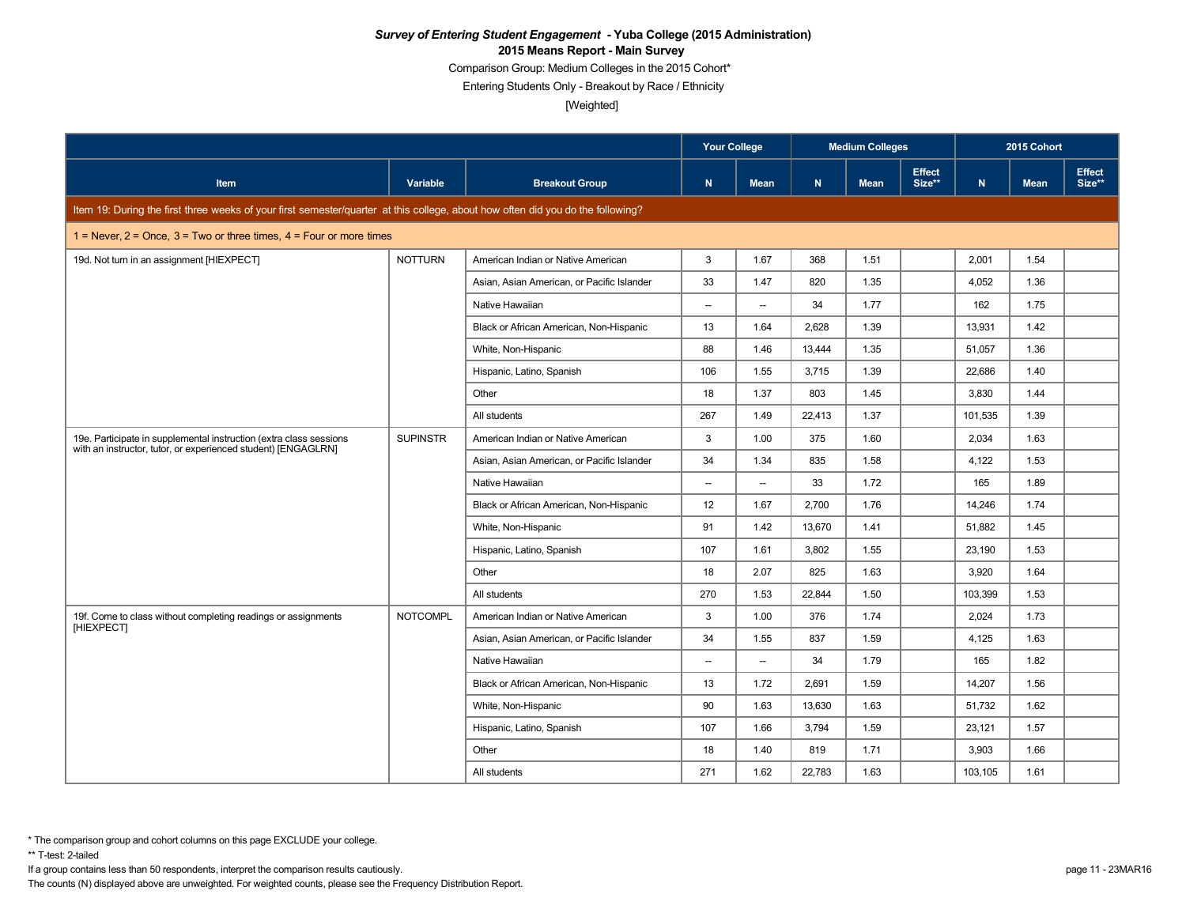***Survey of Entering Student Engagement* - Yuba College (2015 Administration)**

**2015 Means Report - Main Survey**

Comparison Group: Medium Colleges in the 2015 Cohort*

Entering Students Only - Breakout by Race / Ethnicity

[Weighted]

| | | | Your College | | Medium Colleges | | | 2015 Cohort | | |
|---|---|---|---|---|---|---|---|---|---|---|
| **Item** | **Variable** | **Breakout Group** | **N** | **Mean** | **N** | **Mean** | **Effect Size**** | **N** | **Mean** | **Effect Size**** |
| Item 19: During the first three weeks of your first semester/quarter at this college, about how often did you do the following? | | | | | | | | | | |
| 1 = Never, 2 = Once, 3 = Two or three times, 4 = Four or more times | | | | | | | | | | |
| 19d. Not turn in an assignment [HIEXPECT] | NOTTURN | American Indian or Native American | 3 | 1.67 | 368 | 1.51 | | 2,001 | 1.54 | |
| | | Asian, Asian American, or Pacific Islander | 33 | 1.47 | 820 | 1.35 | | 4,052 | 1.36 | |
| | | Native Hawaiian | -- | -- | 34 | 1.77 | | 162 | 1.75 | |
| | | Black or African American, Non-Hispanic | 13 | 1.64 | 2,628 | 1.39 | | 13,931 | 1.42 | |
| | | White, Non-Hispanic | 88 | 1.46 | 13,444 | 1.35 | | 51,057 | 1.36 | |
| | | Hispanic, Latino, Spanish | 106 | 1.55 | 3,715 | 1.39 | | 22,686 | 1.40 | |
| | | Other | 18 | 1.37 | 803 | 1.45 | | 3,830 | 1.44 | |
| | | All students | 267 | 1.49 | 22,413 | 1.37 | | 101,535 | 1.39 | |
| 19e. Participate in supplemental instruction (extra class sessions with an instructor, tutor, or experienced student) [ENGAGLRN] | SUPINSTR | American Indian or Native American | 3 | 1.00 | 375 | 1.60 | | 2,034 | 1.63 | |
| | | Asian, Asian American, or Pacific Islander | 34 | 1.34 | 835 | 1.58 | | 4,122 | 1.53 | |
| | | Native Hawaiian | -- | -- | 33 | 1.72 | | 165 | 1.89 | |
| | | Black or African American, Non-Hispanic | 12 | 1.67 | 2,700 | 1.76 | | 14,246 | 1.74 | |
| | | White, Non-Hispanic | 91 | 1.42 | 13,670 | 1.41 | | 51,882 | 1.45 | |
| | | Hispanic, Latino, Spanish | 107 | 1.61 | 3,802 | 1.55 | | 23,190 | 1.53 | |
| | | Other | 18 | 2.07 | 825 | 1.63 | | 3,920 | 1.64 | |
| | | All students | 270 | 1.53 | 22,844 | 1.50 | | 103,399 | 1.53 | |
| 19f. Come to class without completing readings or assignments [HIEXPECT] | NOTCOMPL | American Indian or Native American | 3 | 1.00 | 376 | 1.74 | | 2,024 | 1.73 | |
| | | Asian, Asian American, or Pacific Islander | 34 | 1.55 | 837 | 1.59 | | 4,125 | 1.63 | |
| | | Native Hawaiian | -- | -- | 34 | 1.79 | | 165 | 1.82 | |
| | | Black or African American, Non-Hispanic | 13 | 1.72 | 2,691 | 1.59 | | 14,207 | 1.56 | |
| | | White, Non-Hispanic | 90 | 1.63 | 13,630 | 1.63 | | 51,732 | 1.62 | |
| | | Hispanic, Latino, Spanish | 107 | 1.66 | 3,794 | 1.59 | | 23,121 | 1.57 | |
| | | Other | 18 | 1.40 | 819 | 1.71 | | 3,903 | 1.66 | |
| | | All students | 271 | 1.62 | 22,783 | 1.63 | | 103,105 | 1.61 | |

\* The comparison group and cohort columns on this page EXCLUDE your college.

** T-test: 2-tailed

If a group contains less than 50 respondents, interpret the comparison results cautiously.

The counts (N) displayed above are unweighted. For weighted counts, please see the Frequency Distribution Report.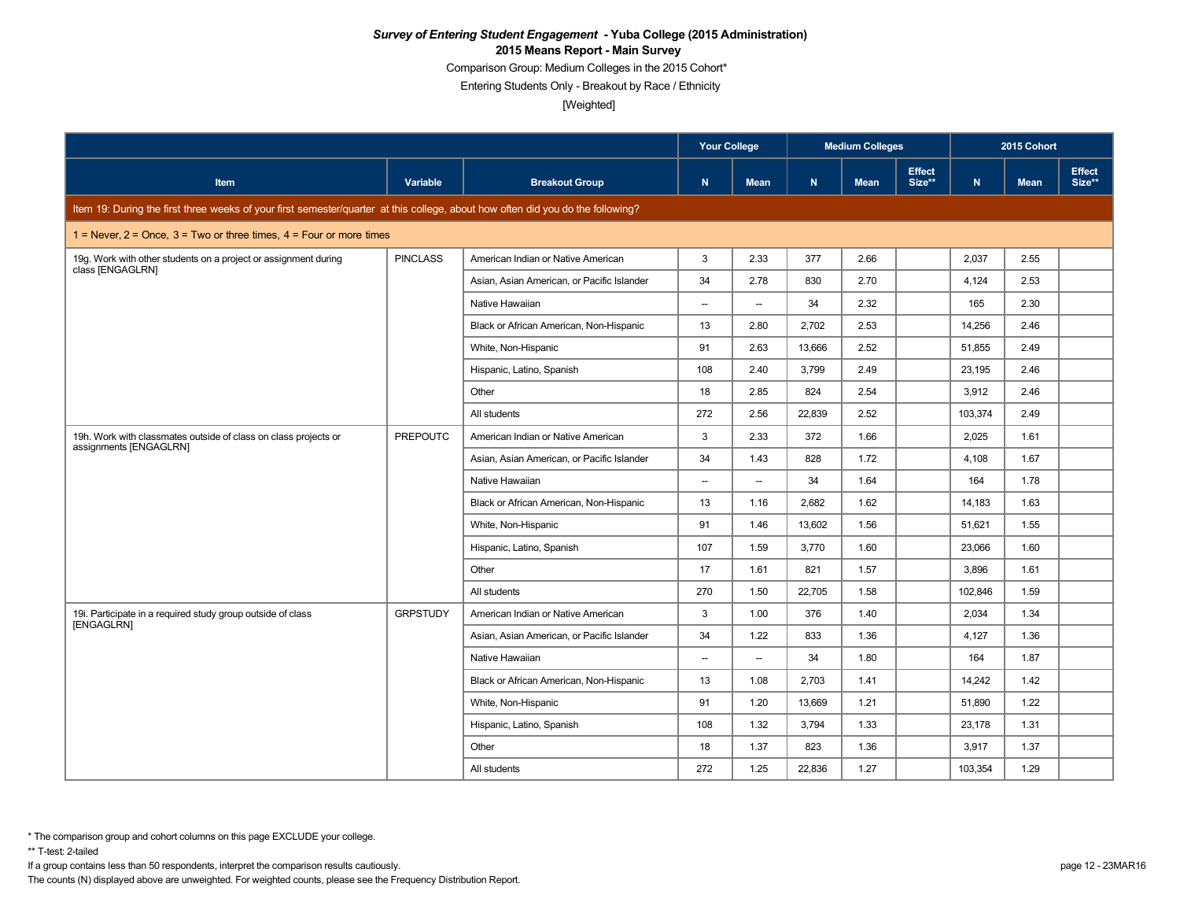**_Survey of Entering Student Engagement_ - Yuba College (2015 Administration)**

**2015 Means Report - Main Survey**

Comparison Group: Medium Colleges in the 2015 Cohort*

Entering Students Only - Breakout by Race / Ethnicity

[Weighted]

| | | | Your College | | Medium Colleges | | | 2015 Cohort | | |
|---|---|---|---|---|---|---|---|---|---|---|
| Item | Variable | Breakout Group | N | Mean | N | Mean | Effect Size** | N | Mean | Effect Size** |
| Item 19: During the first three weeks of your first semester/quarter at this college, about how often did you do the following? | | | | | | | | | | |
| 1 = Never, 2 = Once, 3 = Two or three times, 4 = Four or more times | | | | | | | | | | |
| 19g. Work with other students on a project or assignment during class [ENGAGLRN] | PINCLASS | American Indian or Native American | 3 | 2.33 | 377 | 2.66 | | 2,037 | 2.55 | |
| | | Asian, Asian American, or Pacific Islander | 34 | 2.78 | 830 | 2.70 | | 4,124 | 2.53 | |
| | | Native Hawaiian | -- | -- | 34 | 2.32 | | 165 | 2.30 | |
| | | Black or African American, Non-Hispanic | 13 | 2.80 | 2,702 | 2.53 | | 14,256 | 2.46 | |
| | | White, Non-Hispanic | 91 | 2.63 | 13,666 | 2.52 | | 51,855 | 2.49 | |
| | | Hispanic, Latino, Spanish | 108 | 2.40 | 3,799 | 2.49 | | 23,195 | 2.46 | |
| | | Other | 18 | 2.85 | 824 | 2.54 | | 3,912 | 2.46 | |
| | | All students | 272 | 2.56 | 22,839 | 2.52 | | 103,374 | 2.49 | |
| 19h. Work with classmates outside of class on class projects or assignments [ENGAGLRN] | PREPOUTC | American Indian or Native American | 3 | 2.33 | 372 | 1.66 | | 2,025 | 1.61 | |
| | | Asian, Asian American, or Pacific Islander | 34 | 1.43 | 828 | 1.72 | | 4,108 | 1.67 | |
| | | Native Hawaiian | -- | -- | 34 | 1.64 | | 164 | 1.78 | |
| | | Black or African American, Non-Hispanic | 13 | 1.16 | 2,682 | 1.62 | | 14,183 | 1.63 | |
| | | White, Non-Hispanic | 91 | 1.46 | 13,602 | 1.56 | | 51,621 | 1.55 | |
| | | Hispanic, Latino, Spanish | 107 | 1.59 | 3,770 | 1.60 | | 23,066 | 1.60 | |
| | | Other | 17 | 1.61 | 821 | 1.57 | | 3,896 | 1.61 | |
| | | All students | 270 | 1.50 | 22,705 | 1.58 | | 102,846 | 1.59 | |
| 19i. Participate in a required study group outside of class [ENGAGLRN] | GRPSTUDY | American Indian or Native American | 3 | 1.00 | 376 | 1.40 | | 2,034 | 1.34 | |
| | | Asian, Asian American, or Pacific Islander | 34 | 1.22 | 833 | 1.36 | | 4,127 | 1.36 | |
| | | Native Hawaiian | -- | -- | 34 | 1.80 | | 164 | 1.87 | |
| | | Black or African American, Non-Hispanic | 13 | 1.08 | 2,703 | 1.41 | | 14,242 | 1.42 | |
| | | White, Non-Hispanic | 91 | 1.20 | 13,669 | 1.21 | | 51,890 | 1.22 | |
| | | Hispanic, Latino, Spanish | 108 | 1.32 | 3,794 | 1.33 | | 23,178 | 1.31 | |
| | | Other | 18 | 1.37 | 823 | 1.36 | | 3,917 | 1.37 | |
| | | All students | 272 | 1.25 | 22,836 | 1.27 | | 103,354 | 1.29 | |

\* The comparison group and cohort columns on this page EXCLUDE your college.

** T-test: 2-tailed

If a group contains less than 50 respondents, interpret the comparison results cautiously.

The counts (N) displayed above are unweighted. For weighted counts, please see the Frequency Distribution Report.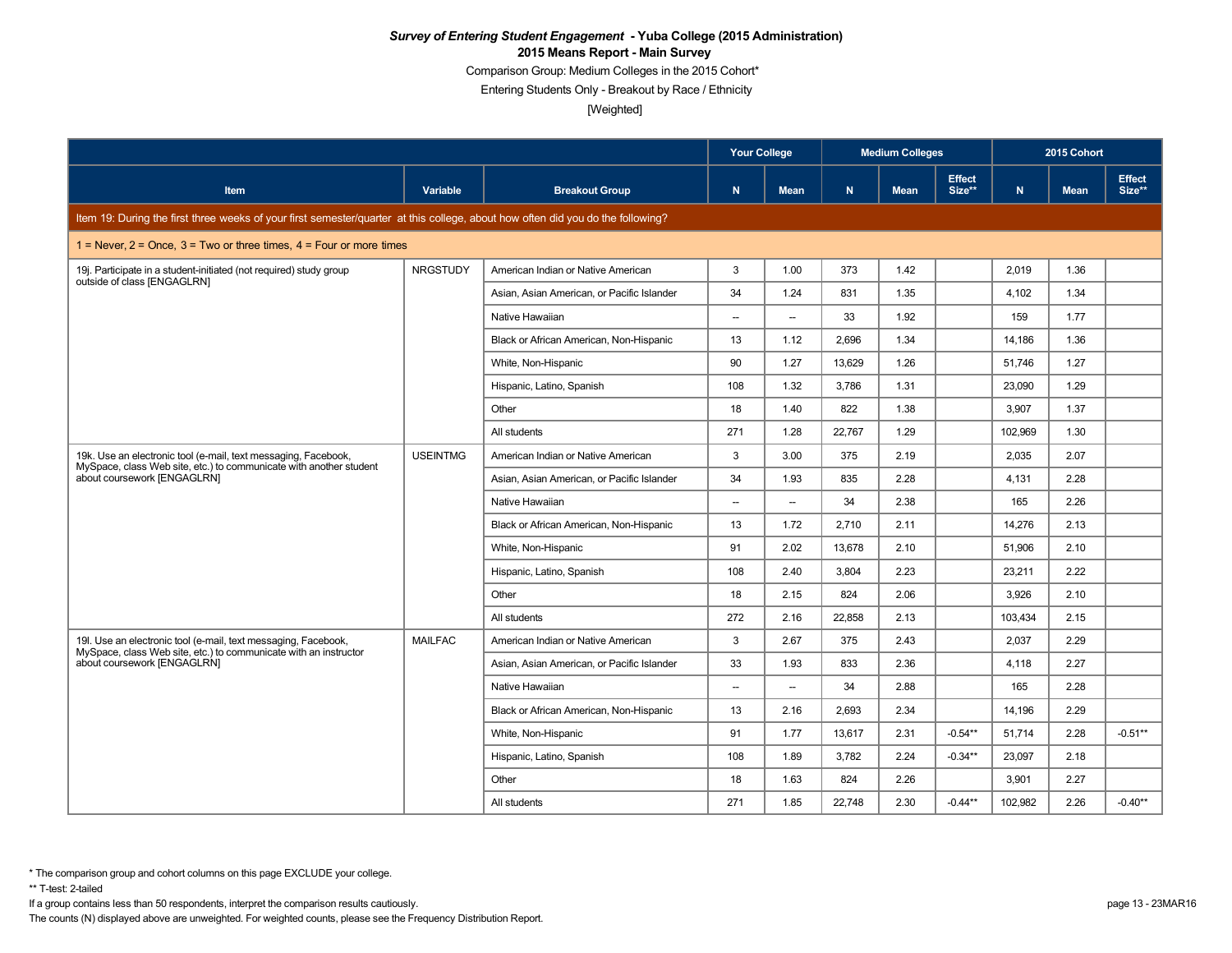***Survey of Entering Student Engagement* - Yuba College (2015 Administration)**

**2015 Means Report - Main Survey**

Comparison Group: Medium Colleges in the 2015 Cohort*

Entering Students Only - Breakout by Race / Ethnicity

[Weighted]

| | | | Your College | | Medium Colleges | | | 2015 Cohort | | |
|---|---|---|---|---|---|---|---|---|---|---|
| **Item** | **Variable** | **Breakout Group** | **N** | **Mean** | **N** | **Mean** | **Effect Size**** | **N** | **Mean** | **Effect Size**** |
| **Item 19: During the first three weeks of your first semester/quarter at this college, about how often did you do the following?** | | | | | | | | | | |
| 1 = Never, 2 = Once, 3 = Two or three times, 4 = Four or more times | | | | | | | | | | |
| 19j. Participate in a student-initiated (not required) study group outside of class [ENGAGLRN] | NRGSTUDY | American Indian or Native American | 3 | 1.00 | 373 | 1.42 | | 2,019 | 1.36 | |
| | | Asian, Asian American, or Pacific Islander | 34 | 1.24 | 831 | 1.35 | | 4,102 | 1.34 | |
| | | Native Hawaiian | -- | -- | 33 | 1.92 | | 159 | 1.77 | |
| | | Black or African American, Non-Hispanic | 13 | 1.12 | 2,696 | 1.34 | | 14,186 | 1.36 | |
| | | White, Non-Hispanic | 90 | 1.27 | 13,629 | 1.26 | | 51,746 | 1.27 | |
| | | Hispanic, Latino, Spanish | 108 | 1.32 | 3,786 | 1.31 | | 23,090 | 1.29 | |
| | | Other | 18 | 1.40 | 822 | 1.38 | | 3,907 | 1.37 | |
| | | All students | 271 | 1.28 | 22,767 | 1.29 | | 102,969 | 1.30 | |
| 19k. Use an electronic tool (e-mail, text messaging, Facebook, MySpace, class Web site, etc.) to communicate with another student about coursework [ENGAGLRN] | USEINTMG | American Indian or Native American | 3 | 3.00 | 375 | 2.19 | | 2,035 | 2.07 | |
| | | Asian, Asian American, or Pacific Islander | 34 | 1.93 | 835 | 2.28 | | 4,131 | 2.28 | |
| | | Native Hawaiian | -- | -- | 34 | 2.38 | | 165 | 2.26 | |
| | | Black or African American, Non-Hispanic | 13 | 1.72 | 2,710 | 2.11 | | 14,276 | 2.13 | |
| | | White, Non-Hispanic | 91 | 2.02 | 13,678 | 2.10 | | 51,906 | 2.10 | |
| | | Hispanic, Latino, Spanish | 108 | 2.40 | 3,804 | 2.23 | | 23,211 | 2.22 | |
| | | Other | 18 | 2.15 | 824 | 2.06 | | 3,926 | 2.10 | |
| | | All students | 272 | 2.16 | 22,858 | 2.13 | | 103,434 | 2.15 | |
| 19l. Use an electronic tool (e-mail, text messaging, Facebook, MySpace, class Web site, etc.) to communicate with an instructor about coursework [ENGAGLRN] | MAILFAC | American Indian or Native American | 3 | 2.67 | 375 | 2.43 | | 2,037 | 2.29 | |
| | | Asian, Asian American, or Pacific Islander | 33 | 1.93 | 833 | 2.36 | | 4,118 | 2.27 | |
| | | Native Hawaiian | -- | -- | 34 | 2.88 | | 165 | 2.28 | |
| | | Black or African American, Non-Hispanic | 13 | 2.16 | 2,693 | 2.34 | | 14,196 | 2.29 | |
| | | White, Non-Hispanic | 91 | 1.77 | 13,617 | 2.31 | -0.54** | 51,714 | 2.28 | -0.51** |
| | | Hispanic, Latino, Spanish | 108 | 1.89 | 3,782 | 2.24 | -0.34** | 23,097 | 2.18 | |
| | | Other | 18 | 1.63 | 824 | 2.26 | | 3,901 | 2.27 | |
| | | All students | 271 | 1.85 | 22,748 | 2.30 | -0.44** | 102,982 | 2.26 | -0.40** |

\* The comparison group and cohort columns on this page EXCLUDE your college.

** T-test: 2-tailed

If a group contains less than 50 respondents, interpret the comparison results cautiously.

The counts (N) displayed above are unweighted. For weighted counts, please see the Frequency Distribution Report.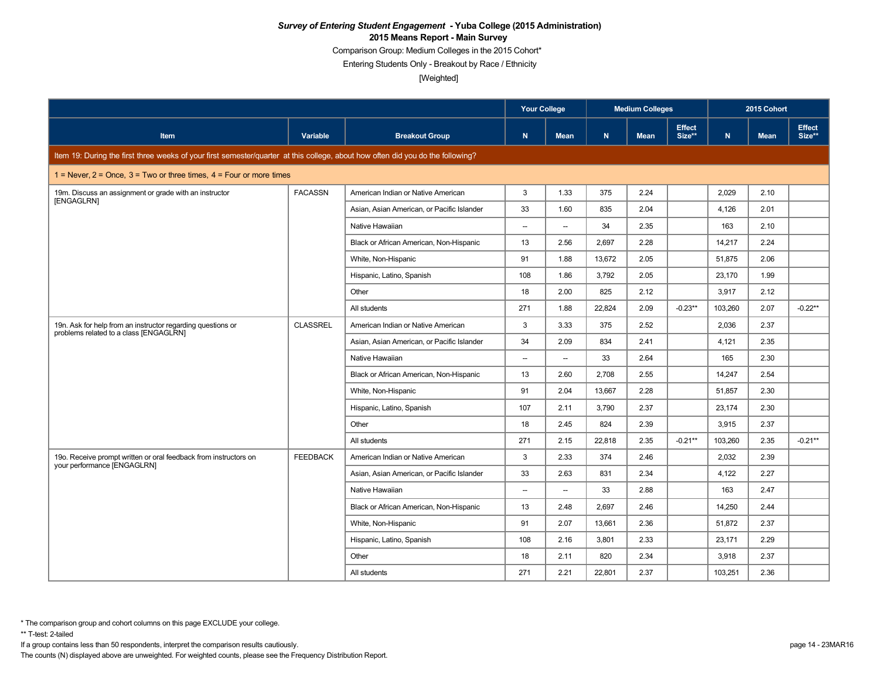**_Survey of Entering Student Engagement_ - Yuba College (2015 Administration)**
**2015 Means Report - Main Survey**
Comparison Group: Medium Colleges in the 2015 Cohort*
Entering Students Only - Breakout by Race / Ethnicity
[Weighted]

| | | | Your College | | Medium Colleges | | | 2015 Cohort | | |
|---|---|---|---|---|---|---|---|---|---|---|
| Item | Variable | Breakout Group | N | Mean | N | Mean | Effect Size** | N | Mean | Effect Size** |
| Item 19: During the first three weeks of your first semester/quarter at this college, about how often did you do the following? | | | | | | | | | | |
| 1 = Never, 2 = Once, 3 = Two or three times, 4 = Four or more times | | | | | | | | | | |
| 19m. Discuss an assignment or grade with an instructor [ENGAGLRN] | FACASSN | American Indian or Native American | 3 | 1.33 | 375 | 2.24 | | 2,029 | 2.10 | |
| | | Asian, Asian American, or Pacific Islander | 33 | 1.60 | 835 | 2.04 | | 4,126 | 2.01 | |
| | | Native Hawaiian | -- | -- | 34 | 2.35 | | 163 | 2.10 | |
| | | Black or African American, Non-Hispanic | 13 | 2.56 | 2,697 | 2.28 | | 14,217 | 2.24 | |
| | | White, Non-Hispanic | 91 | 1.88 | 13,672 | 2.05 | | 51,875 | 2.06 | |
| | | Hispanic, Latino, Spanish | 108 | 1.86 | 3,792 | 2.05 | | 23,170 | 1.99 | |
| | | Other | 18 | 2.00 | 825 | 2.12 | | 3,917 | 2.12 | |
| | | All students | 271 | 1.88 | 22,824 | 2.09 | -0.23** | 103,260 | 2.07 | -0.22** |
| 19n. Ask for help from an instructor regarding questions or problems related to a class [ENGAGLRN] | CLASSREL | American Indian or Native American | 3 | 3.33 | 375 | 2.52 | | 2,036 | 2.37 | |
| | | Asian, Asian American, or Pacific Islander | 34 | 2.09 | 834 | 2.41 | | 4,121 | 2.35 | |
| | | Native Hawaiian | -- | -- | 33 | 2.64 | | 165 | 2.30 | |
| | | Black or African American, Non-Hispanic | 13 | 2.60 | 2,708 | 2.55 | | 14,247 | 2.54 | |
| | | White, Non-Hispanic | 91 | 2.04 | 13,667 | 2.28 | | 51,857 | 2.30 | |
| | | Hispanic, Latino, Spanish | 107 | 2.11 | 3,790 | 2.37 | | 23,174 | 2.30 | |
| | | Other | 18 | 2.45 | 824 | 2.39 | | 3,915 | 2.37 | |
| | | All students | 271 | 2.15 | 22,818 | 2.35 | -0.21** | 103,260 | 2.35 | -0.21** |
| 19o. Receive prompt written or oral feedback from instructors on your performance [ENGAGLRN] | FEEDBACK | American Indian or Native American | 3 | 2.33 | 374 | 2.46 | | 2,032 | 2.39 | |
| | | Asian, Asian American, or Pacific Islander | 33 | 2.63 | 831 | 2.34 | | 4,122 | 2.27 | |
| | | Native Hawaiian | -- | -- | 33 | 2.88 | | 163 | 2.47 | |
| | | Black or African American, Non-Hispanic | 13 | 2.48 | 2,697 | 2.46 | | 14,250 | 2.44 | |
| | | White, Non-Hispanic | 91 | 2.07 | 13,661 | 2.36 | | 51,872 | 2.37 | |
| | | Hispanic, Latino, Spanish | 108 | 2.16 | 3,801 | 2.33 | | 23,171 | 2.29 | |
| | | Other | 18 | 2.11 | 820 | 2.34 | | 3,918 | 2.37 | |
| | | All students | 271 | 2.21 | 22,801 | 2.37 | | 103,251 | 2.36 | |

\* The comparison group and cohort columns on this page EXCLUDE your college.
** T-test: 2-tailed
If a group contains less than 50 respondents, interpret the comparison results cautiously.
The counts (N) displayed above are unweighted. For weighted counts, please see the Frequency Distribution Report.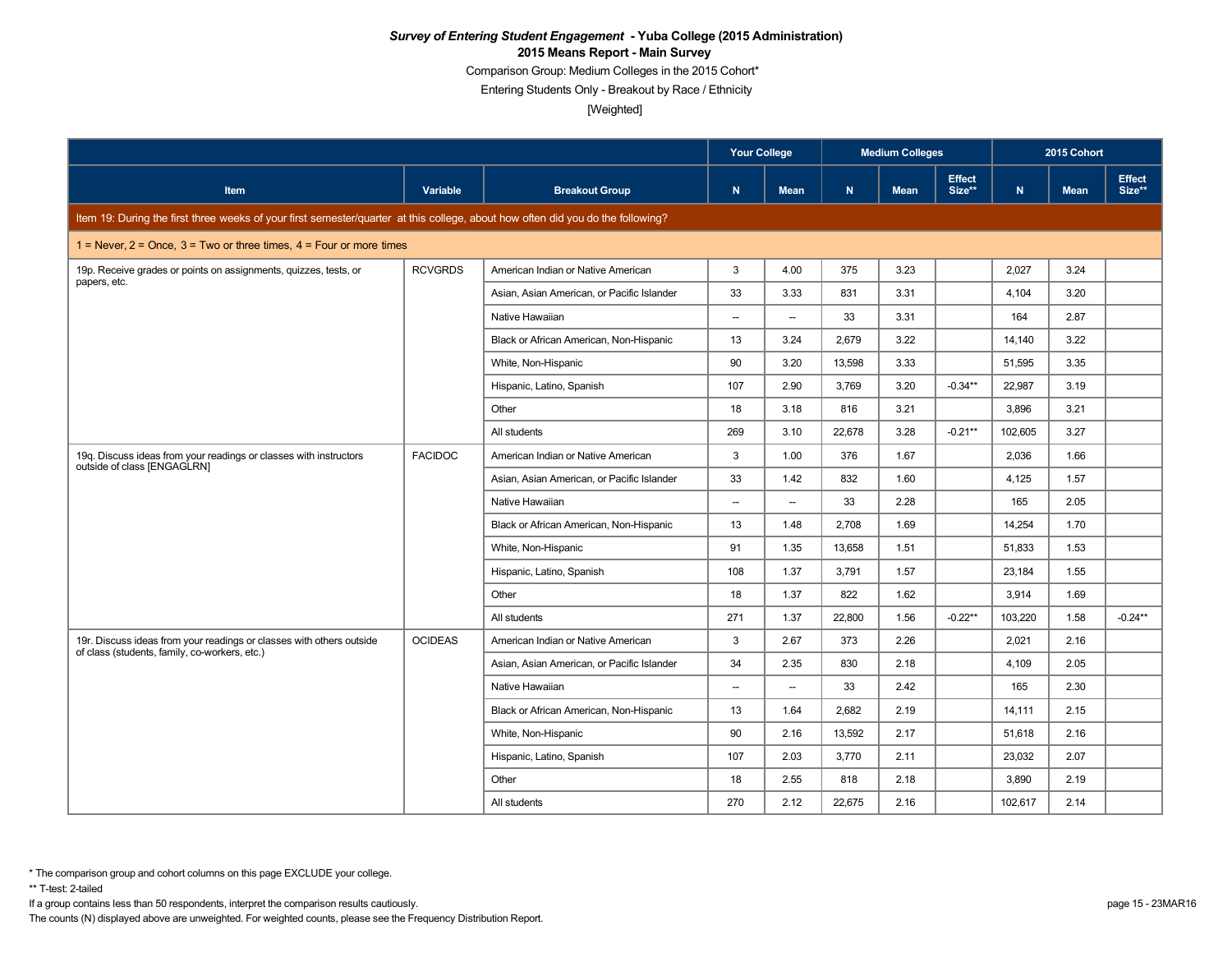***Survey of Entering Student Engagement* - Yuba College (2015 Administration)**

**2015 Means Report - Main Survey**

Comparison Group: Medium Colleges in the 2015 Cohort*

Entering Students Only - Breakout by Race / Ethnicity

[Weighted]

| | | | Your College | | Medium Colleges | | | 2015 Cohort | | |
|---|---|---|---|---|---|---|---|---|---|---|
| Item | Variable | Breakout Group | N | Mean | N | Mean | Effect Size** | N | Mean | Effect Size** |
| Item 19: During the first three weeks of your first semester/quarter at this college, about how often did you do the following? | | | | | | | | | | |
| 1 = Never, 2 = Once, 3 = Two or three times, 4 = Four or more times | | | | | | | | | | |
| 19p. Receive grades or points on assignments, quizzes, tests, or papers, etc. | RCVGRDS | American Indian or Native American | 3 | 4.00 | 375 | 3.23 | | 2,027 | 3.24 | |
| | | Asian, Asian American, or Pacific Islander | 33 | 3.33 | 831 | 3.31 | | 4,104 | 3.20 | |
| | | Native Hawaiian | -- | -- | 33 | 3.31 | | 164 | 2.87 | |
| | | Black or African American, Non-Hispanic | 13 | 3.24 | 2,679 | 3.22 | | 14,140 | 3.22 | |
| | | White, Non-Hispanic | 90 | 3.20 | 13,598 | 3.33 | | 51,595 | 3.35 | |
| | | Hispanic, Latino, Spanish | 107 | 2.90 | 3,769 | 3.20 | -0.34** | 22,987 | 3.19 | |
| | | Other | 18 | 3.18 | 816 | 3.21 | | 3,896 | 3.21 | |
| | | All students | 269 | 3.10 | 22,678 | 3.28 | -0.21** | 102,605 | 3.27 | |
| 19q. Discuss ideas from your readings or classes with instructors outside of class [ENGAGLRN] | FACIDOC | American Indian or Native American | 3 | 1.00 | 376 | 1.67 | | 2,036 | 1.66 | |
| | | Asian, Asian American, or Pacific Islander | 33 | 1.42 | 832 | 1.60 | | 4,125 | 1.57 | |
| | | Native Hawaiian | -- | -- | 33 | 2.28 | | 165 | 2.05 | |
| | | Black or African American, Non-Hispanic | 13 | 1.48 | 2,708 | 1.69 | | 14,254 | 1.70 | |
| | | White, Non-Hispanic | 91 | 1.35 | 13,658 | 1.51 | | 51,833 | 1.53 | |
| | | Hispanic, Latino, Spanish | 108 | 1.37 | 3,791 | 1.57 | | 23,184 | 1.55 | |
| | | Other | 18 | 1.37 | 822 | 1.62 | | 3,914 | 1.69 | |
| | | All students | 271 | 1.37 | 22,800 | 1.56 | -0.22** | 103,220 | 1.58 | -0.24** |
| 19r. Discuss ideas from your readings or classes with others outside of class (students, family, co-workers, etc.) | OCIDEAS | American Indian or Native American | 3 | 2.67 | 373 | 2.26 | | 2,021 | 2.16 | |
| | | Asian, Asian American, or Pacific Islander | 34 | 2.35 | 830 | 2.18 | | 4,109 | 2.05 | |
| | | Native Hawaiian | -- | -- | 33 | 2.42 | | 165 | 2.30 | |
| | | Black or African American, Non-Hispanic | 13 | 1.64 | 2,682 | 2.19 | | 14,111 | 2.15 | |
| | | White, Non-Hispanic | 90 | 2.16 | 13,592 | 2.17 | | 51,618 | 2.16 | |
| | | Hispanic, Latino, Spanish | 107 | 2.03 | 3,770 | 2.11 | | 23,032 | 2.07 | |
| | | Other | 18 | 2.55 | 818 | 2.18 | | 3,890 | 2.19 | |
| | | All students | 270 | 2.12 | 22,675 | 2.16 | | 102,617 | 2.14 | |

\* The comparison group and cohort columns on this page EXCLUDE your college.

** T-test: 2-tailed

If a group contains less than 50 respondents, interpret the comparison results cautiously.

The counts (N) displayed above are unweighted. For weighted counts, please see the Frequency Distribution Report.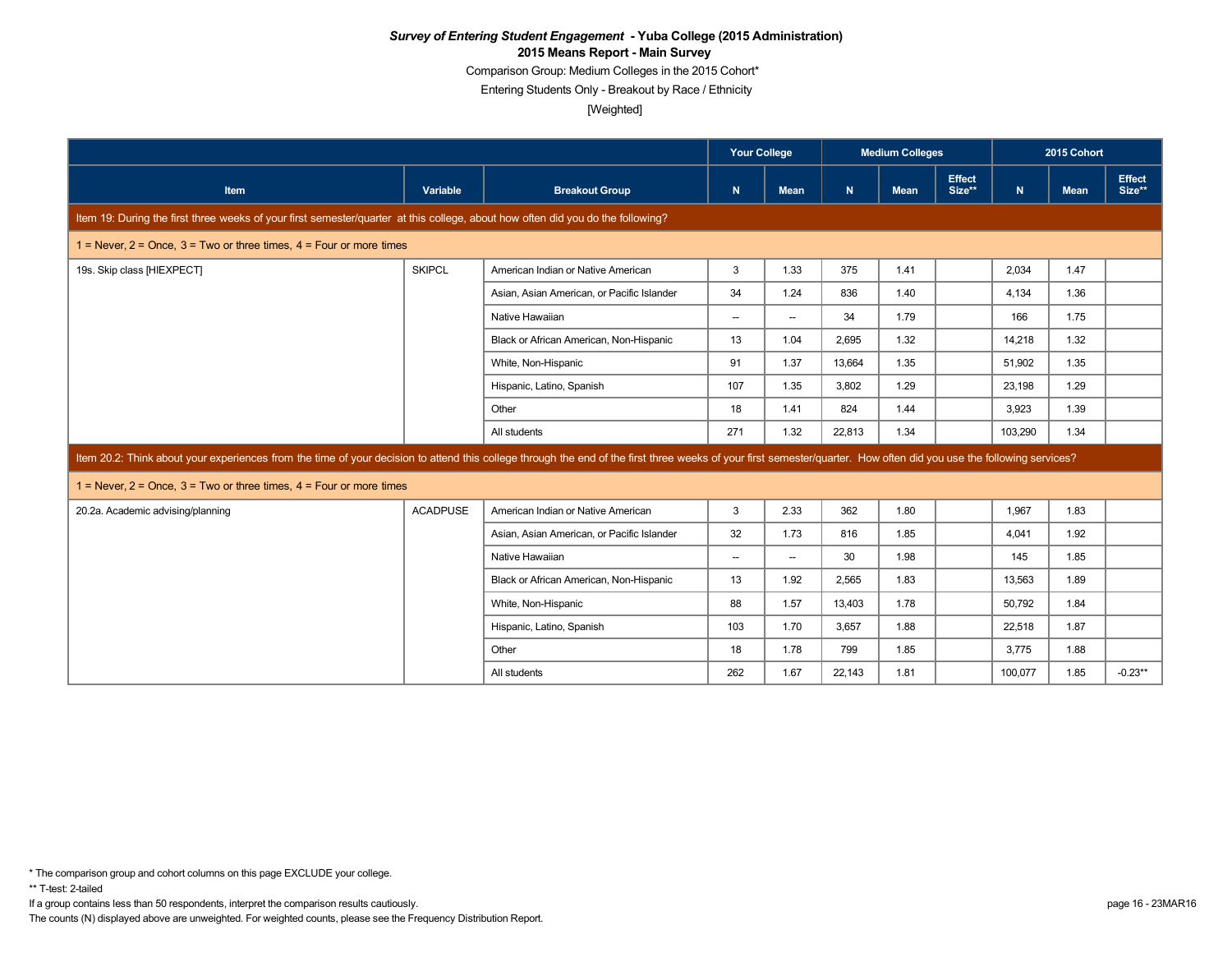***Survey of Entering Student Engagement* - Yuba College (2015 Administration)**

**2015 Means Report - Main Survey**

Comparison Group: Medium Colleges in the 2015 Cohort*

Entering Students Only - Breakout by Race / Ethnicity

[Weighted]

| | | | Your College | | Medium Colleges | | | 2015 Cohort | | |
|---|---|---|---|---|---|---|---|---|---|---|
| **Item** | **Variable** | **Breakout Group** | **N** | **Mean** | **N** | **Mean** | **Effect Size**** | **N** | **Mean** | **Effect Size**** |
| Item 19: During the first three weeks of your first semester/quarter at this college, about how often did you do the following? | | | | | | | | | | |
| 1 = Never, 2 = Once, 3 = Two or three times, 4 = Four or more times | | | | | | | | | | |
| 19s. Skip class [HIEXPECT] | SKIPCL | American Indian or Native American | 3 | 1.33 | 375 | 1.41 | | 2,034 | 1.47 | |
| | | Asian, Asian American, or Pacific Islander | 34 | 1.24 | 836 | 1.40 | | 4,134 | 1.36 | |
| | | Native Hawaiian | -- | -- | 34 | 1.79 | | 166 | 1.75 | |
| | | Black or African American, Non-Hispanic | 13 | 1.04 | 2,695 | 1.32 | | 14,218 | 1.32 | |
| | | White, Non-Hispanic | 91 | 1.37 | 13,664 | 1.35 | | 51,902 | 1.35 | |
| | | Hispanic, Latino, Spanish | 107 | 1.35 | 3,802 | 1.29 | | 23,198 | 1.29 | |
| | | Other | 18 | 1.41 | 824 | 1.44 | | 3,923 | 1.39 | |
| | | All students | 271 | 1.32 | 22,813 | 1.34 | | 103,290 | 1.34 | |
| Item 20.2: Think about your experiences from the time of your decision to attend this college through the end of the first three weeks of your first semester/quarter. How often did you use the following services? | | | | | | | | | | |
| 1 = Never, 2 = Once, 3 = Two or three times, 4 = Four or more times | | | | | | | | | | |
| 20.2a. Academic advising/planning | ACADPUSE | American Indian or Native American | 3 | 2.33 | 362 | 1.80 | | 1,967 | 1.83 | |
| | | Asian, Asian American, or Pacific Islander | 32 | 1.73 | 816 | 1.85 | | 4,041 | 1.92 | |
| | | Native Hawaiian | -- | -- | 30 | 1.98 | | 145 | 1.85 | |
| | | Black or African American, Non-Hispanic | 13 | 1.92 | 2,565 | 1.83 | | 13,563 | 1.89 | |
| | | White, Non-Hispanic | 88 | 1.57 | 13,403 | 1.78 | | 50,792 | 1.84 | |
| | | Hispanic, Latino, Spanish | 103 | 1.70 | 3,657 | 1.88 | | 22,518 | 1.87 | |
| | | Other | 18 | 1.78 | 799 | 1.85 | | 3,775 | 1.88 | |
| | | All students | 262 | 1.67 | 22,143 | 1.81 | | 100,077 | 1.85 | -0.23** |

\* The comparison group and cohort columns on this page EXCLUDE your college.

** T-test: 2-tailed

If a group contains less than 50 respondents, interpret the comparison results cautiously.

The counts (N) displayed above are unweighted. For weighted counts, please see the Frequency Distribution Report.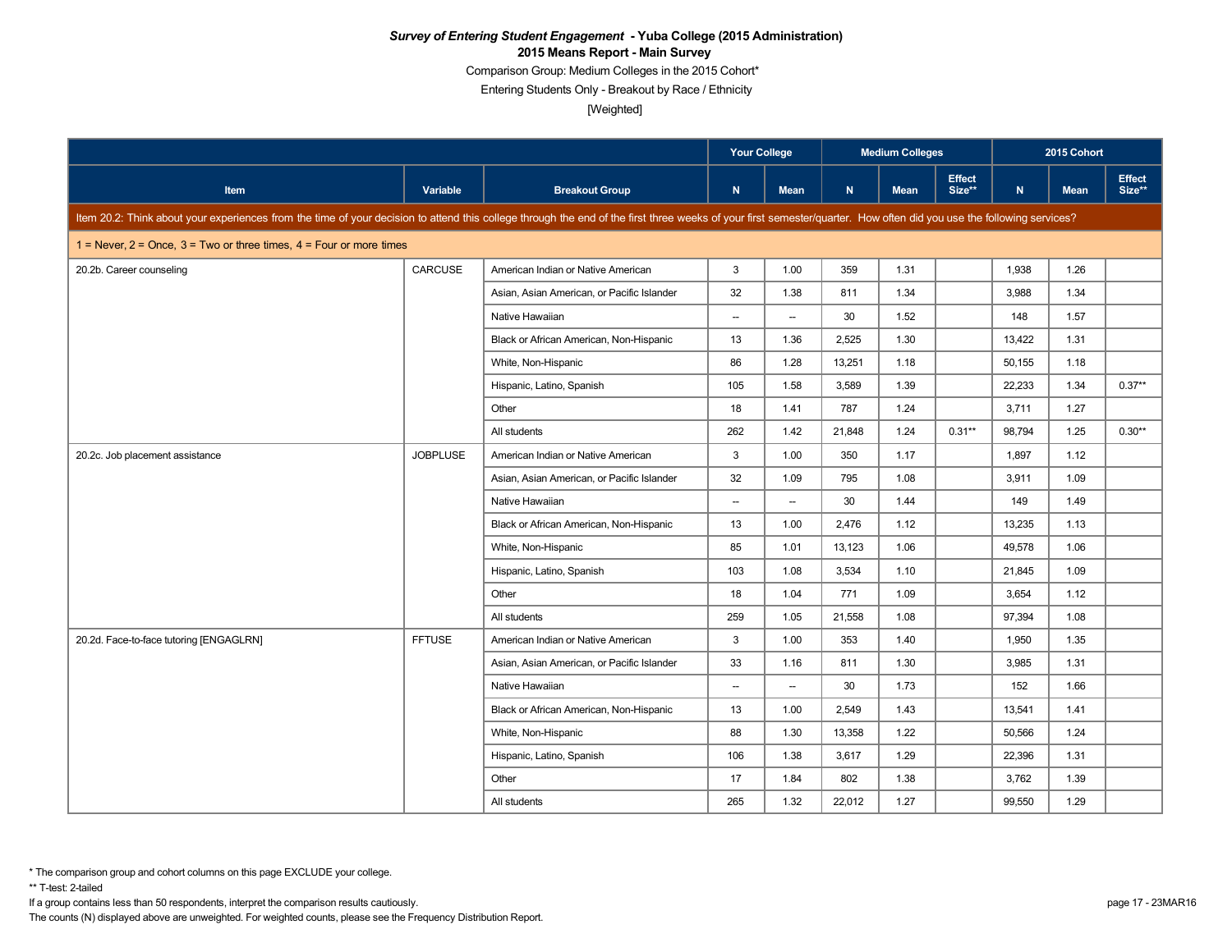**_Survey of Entering Student Engagement_ - Yuba College (2015 Administration)**
**2015 Means Report - Main Survey**

Comparison Group: Medium Colleges in the 2015 Cohort*

Entering Students Only - Breakout by Race / Ethnicity

[Weighted]

| Item | Variable | Breakout Group | Your College | | Medium Colleges | | | 2015 Cohort | | |
|---|---|---|---|---|---|---|---|---|---|---|
| | | | N | Mean | N | Mean | Effect Size** | N | Mean | Effect Size** |
| Item 20.2: Think about your experiences from the time of your decision to attend this college through the end of the first three weeks of your first semester/quarter. How often did you use the following services? | | | | | | | | | | |
| 1 = Never, 2 = Once, 3 = Two or three times, 4 = Four or more times | | | | | | | | | | |
| 20.2b. Career counseling | CARCUSE | American Indian or Native American | 3 | 1.00 | 359 | 1.31 | | 1,938 | 1.26 | |
| | | Asian, Asian American, or Pacific Islander | 32 | 1.38 | 811 | 1.34 | | 3,988 | 1.34 | |
| | | Native Hawaiian | -- | -- | 30 | 1.52 | | 148 | 1.57 | |
| | | Black or African American, Non-Hispanic | 13 | 1.36 | 2,525 | 1.30 | | 13,422 | 1.31 | |
| | | White, Non-Hispanic | 86 | 1.28 | 13,251 | 1.18 | | 50,155 | 1.18 | |
| | | Hispanic, Latino, Spanish | 105 | 1.58 | 3,589 | 1.39 | | 22,233 | 1.34 | 0.37** |
| | | Other | 18 | 1.41 | 787 | 1.24 | | 3,711 | 1.27 | |
| | | All students | 262 | 1.42 | 21,848 | 1.24 | 0.31** | 98,794 | 1.25 | 0.30** |
| 20.2c. Job placement assistance | JOBPLUSE | American Indian or Native American | 3 | 1.00 | 350 | 1.17 | | 1,897 | 1.12 | |
| | | Asian, Asian American, or Pacific Islander | 32 | 1.09 | 795 | 1.08 | | 3,911 | 1.09 | |
| | | Native Hawaiian | -- | -- | 30 | 1.44 | | 149 | 1.49 | |
| | | Black or African American, Non-Hispanic | 13 | 1.00 | 2,476 | 1.12 | | 13,235 | 1.13 | |
| | | White, Non-Hispanic | 85 | 1.01 | 13,123 | 1.06 | | 49,578 | 1.06 | |
| | | Hispanic, Latino, Spanish | 103 | 1.08 | 3,534 | 1.10 | | 21,845 | 1.09 | |
| | | Other | 18 | 1.04 | 771 | 1.09 | | 3,654 | 1.12 | |
| | | All students | 259 | 1.05 | 21,558 | 1.08 | | 97,394 | 1.08 | |
| 20.2d. Face-to-face tutoring [ENGAGLRN] | FFTUSE | American Indian or Native American | 3 | 1.00 | 353 | 1.40 | | 1,950 | 1.35 | |
| | | Asian, Asian American, or Pacific Islander | 33 | 1.16 | 811 | 1.30 | | 3,985 | 1.31 | |
| | | Native Hawaiian | -- | -- | 30 | 1.73 | | 152 | 1.66 | |
| | | Black or African American, Non-Hispanic | 13 | 1.00 | 2,549 | 1.43 | | 13,541 | 1.41 | |
| | | White, Non-Hispanic | 88 | 1.30 | 13,358 | 1.22 | | 50,566 | 1.24 | |
| | | Hispanic, Latino, Spanish | 106 | 1.38 | 3,617 | 1.29 | | 22,396 | 1.31 | |
| | | Other | 17 | 1.84 | 802 | 1.38 | | 3,762 | 1.39 | |
| | | All students | 265 | 1.32 | 22,012 | 1.27 | | 99,550 | 1.29 | |

\* The comparison group and cohort columns on this page EXCLUDE your college.

** T-test: 2-tailed

If a group contains less than 50 respondents, interpret the comparison results cautiously.

The counts (N) displayed above are unweighted. For weighted counts, please see the Frequency Distribution Report.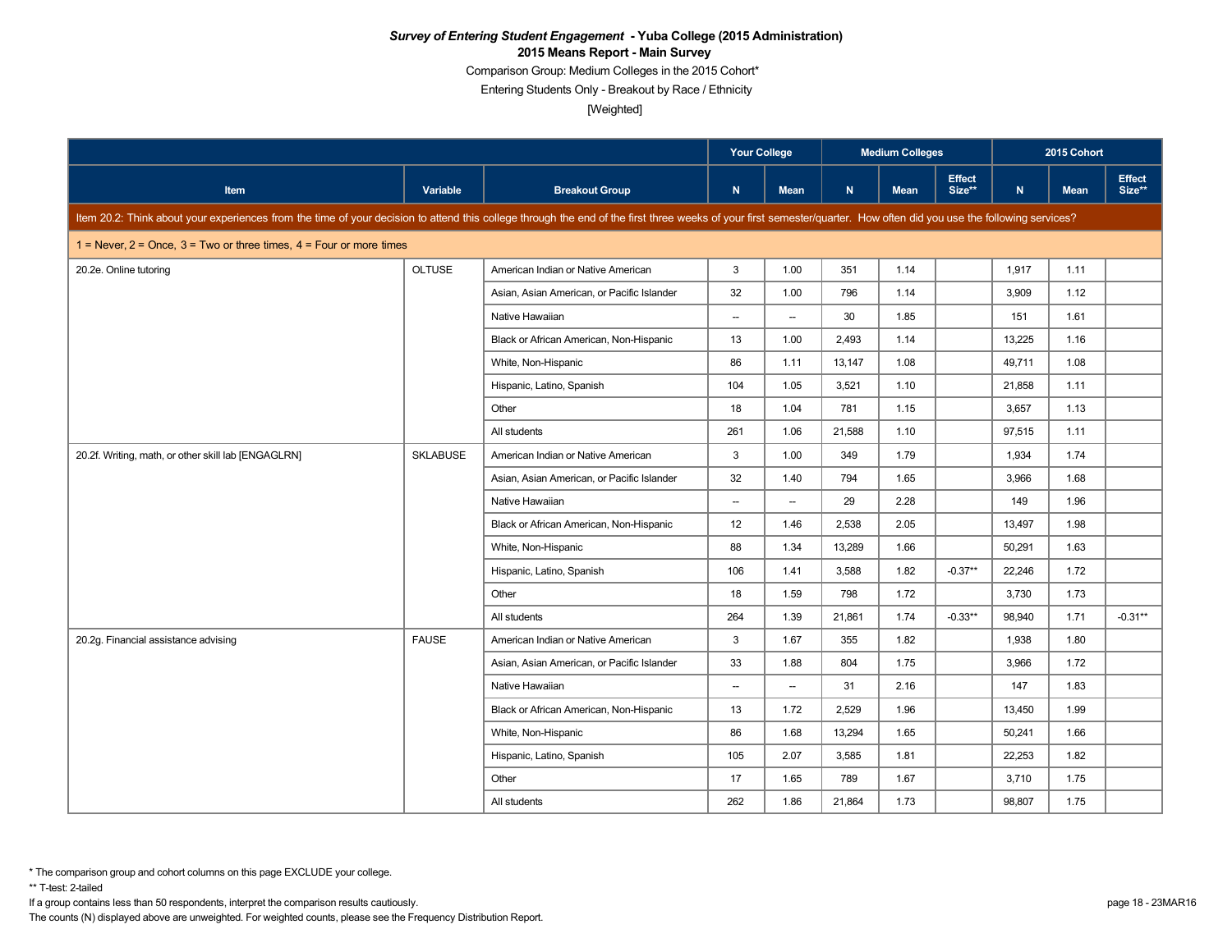**_Survey of Entering Student Engagement_ - Yuba College (2015 Administration)**

**2015 Means Report - Main Survey**

Comparison Group: Medium Colleges in the 2015 Cohort*

Entering Students Only - Breakout by Race / Ethnicity

[Weighted]

| Item | Variable | Breakout Group | Your College | | Medium Colleges | | | 2015 Cohort | | |
|---|---|---|---|---|---|---|---|---|---|---|
| | | | N | Mean | N | Mean | Effect Size** | N | Mean | Effect Size** |
| **Item 20.2: Think about your experiences from the time of your decision to attend this college through the end of the first three weeks of your first semester/quarter. How often did you use the following services?** | | | | | | | | | | |
| 1 = Never, 2 = Once, 3 = Two or three times, 4 = Four or more times | | | | | | | | | | |
| 20.2e. Online tutoring | OLTUSE | American Indian or Native American | 3 | 1.00 | 351 | 1.14 | | 1,917 | 1.11 | |
| | | Asian, Asian American, or Pacific Islander | 32 | 1.00 | 796 | 1.14 | | 3,909 | 1.12 | |
| | | Native Hawaiian | -- | -- | 30 | 1.85 | | 151 | 1.61 | |
| | | Black or African American, Non-Hispanic | 13 | 1.00 | 2,493 | 1.14 | | 13,225 | 1.16 | |
| | | White, Non-Hispanic | 86 | 1.11 | 13,147 | 1.08 | | 49,711 | 1.08 | |
| | | Hispanic, Latino, Spanish | 104 | 1.05 | 3,521 | 1.10 | | 21,858 | 1.11 | |
| | | Other | 18 | 1.04 | 781 | 1.15 | | 3,657 | 1.13 | |
| | | All students | 261 | 1.06 | 21,588 | 1.10 | | 97,515 | 1.11 | |
| 20.2f. Writing, math, or other skill lab [ENGAGLRN] | SKLABUSE | American Indian or Native American | 3 | 1.00 | 349 | 1.79 | | 1,934 | 1.74 | |
| | | Asian, Asian American, or Pacific Islander | 32 | 1.40 | 794 | 1.65 | | 3,966 | 1.68 | |
| | | Native Hawaiian | -- | -- | 29 | 2.28 | | 149 | 1.96 | |
| | | Black or African American, Non-Hispanic | 12 | 1.46 | 2,538 | 2.05 | | 13,497 | 1.98 | |
| | | White, Non-Hispanic | 88 | 1.34 | 13,289 | 1.66 | | 50,291 | 1.63 | |
| | | Hispanic, Latino, Spanish | 106 | 1.41 | 3,588 | 1.82 | -0.37** | 22,246 | 1.72 | |
| | | Other | 18 | 1.59 | 798 | 1.72 | | 3,730 | 1.73 | |
| | | All students | 264 | 1.39 | 21,861 | 1.74 | -0.33** | 98,940 | 1.71 | -0.31** |
| 20.2g. Financial assistance advising | FAUSE | American Indian or Native American | 3 | 1.67 | 355 | 1.82 | | 1,938 | 1.80 | |
| | | Asian, Asian American, or Pacific Islander | 33 | 1.88 | 804 | 1.75 | | 3,966 | 1.72 | |
| | | Native Hawaiian | -- | -- | 31 | 2.16 | | 147 | 1.83 | |
| | | Black or African American, Non-Hispanic | 13 | 1.72 | 2,529 | 1.96 | | 13,450 | 1.99 | |
| | | White, Non-Hispanic | 86 | 1.68 | 13,294 | 1.65 | | 50,241 | 1.66 | |
| | | Hispanic, Latino, Spanish | 105 | 2.07 | 3,585 | 1.81 | | 22,253 | 1.82 | |
| | | Other | 17 | 1.65 | 789 | 1.67 | | 3,710 | 1.75 | |
| | | All students | 262 | 1.86 | 21,864 | 1.73 | | 98,807 | 1.75 | |

\* The comparison group and cohort columns on this page EXCLUDE your college.

\*\* T-test: 2-tailed

If a group contains less than 50 respondents, interpret the comparison results cautiously.

The counts (N) displayed above are unweighted. For weighted counts, please see the Frequency Distribution Report.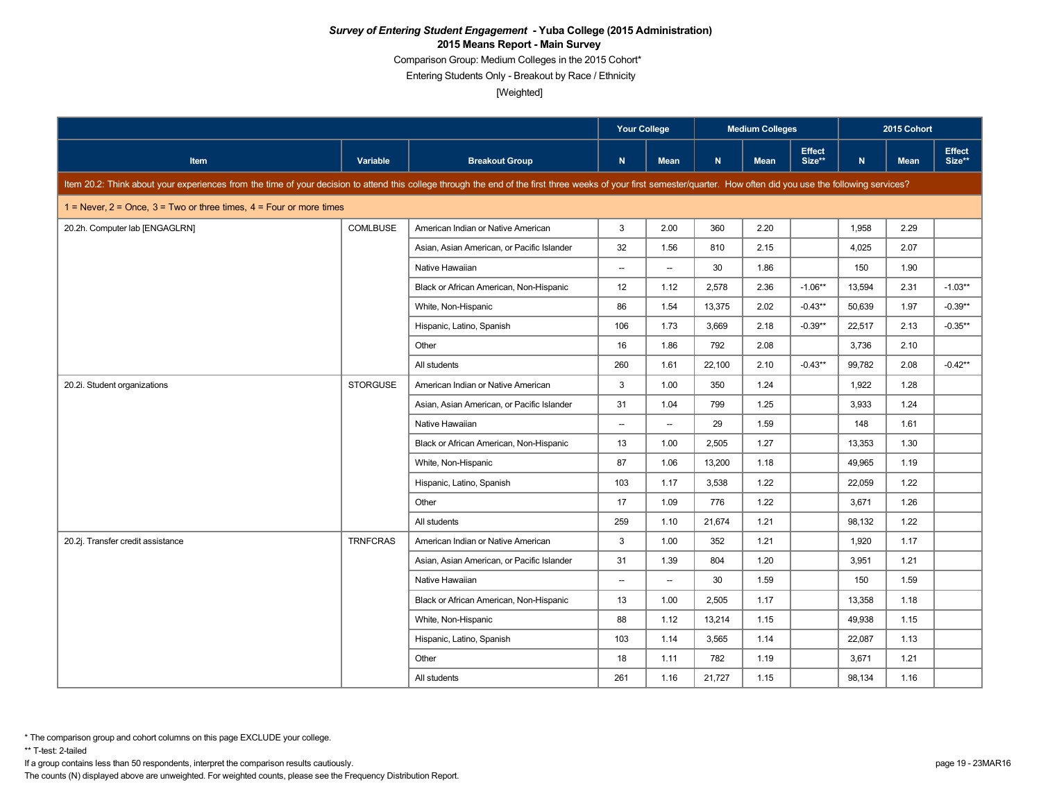***Survey of Entering Student Engagement* - Yuba College (2015 Administration)**

**2015 Means Report - Main Survey**

Comparison Group: Medium Colleges in the 2015 Cohort*

Entering Students Only - Breakout by Race / Ethnicity

[Weighted]

| Item | Variable | Breakout Group | Your College | | Medium Colleges | | | 2015 Cohort | | |
|---|---|---|---|---|---|---|---|---|---|---|
| | | | N | Mean | N | Mean | Effect Size** | N | Mean | Effect Size** |
| Item 20.2: Think about your experiences from the time of your decision to attend this college through the end of the first three weeks of your first semester/quarter. How often did you use the following services? | | | | | | | | | | |
| 1 = Never, 2 = Once, 3 = Two or three times, 4 = Four or more times | | | | | | | | | | |
| 20.2h. Computer lab [ENGAGLRN] | COMLBUSE | American Indian or Native American | 3 | 2.00 | 360 | 2.20 | | 1,958 | 2.29 | |
| | | Asian, Asian American, or Pacific Islander | 32 | 1.56 | 810 | 2.15 | | 4,025 | 2.07 | |
| | | Native Hawaiian | -- | -- | 30 | 1.86 | | 150 | 1.90 | |
| | | Black or African American, Non-Hispanic | 12 | 1.12 | 2,578 | 2.36 | -1.06** | 13,594 | 2.31 | -1.03** |
| | | White, Non-Hispanic | 86 | 1.54 | 13,375 | 2.02 | -0.43** | 50,639 | 1.97 | -0.39** |
| | | Hispanic, Latino, Spanish | 106 | 1.73 | 3,669 | 2.18 | -0.39** | 22,517 | 2.13 | -0.35** |
| | | Other | 16 | 1.86 | 792 | 2.08 | | 3,736 | 2.10 | |
| | | All students | 260 | 1.61 | 22,100 | 2.10 | -0.43** | 99,782 | 2.08 | -0.42** |
| 20.2i. Student organizations | STORGUSE | American Indian or Native American | 3 | 1.00 | 350 | 1.24 | | 1,922 | 1.28 | |
| | | Asian, Asian American, or Pacific Islander | 31 | 1.04 | 799 | 1.25 | | 3,933 | 1.24 | |
| | | Native Hawaiian | -- | -- | 29 | 1.59 | | 148 | 1.61 | |
| | | Black or African American, Non-Hispanic | 13 | 1.00 | 2,505 | 1.27 | | 13,353 | 1.30 | |
| | | White, Non-Hispanic | 87 | 1.06 | 13,200 | 1.18 | | 49,965 | 1.19 | |
| | | Hispanic, Latino, Spanish | 103 | 1.17 | 3,538 | 1.22 | | 22,059 | 1.22 | |
| | | Other | 17 | 1.09 | 776 | 1.22 | | 3,671 | 1.26 | |
| | | All students | 259 | 1.10 | 21,674 | 1.21 | | 98,132 | 1.22 | |
| 20.2j. Transfer credit assistance | TRNFCRAS | American Indian or Native American | 3 | 1.00 | 352 | 1.21 | | 1,920 | 1.17 | |
| | | Asian, Asian American, or Pacific Islander | 31 | 1.39 | 804 | 1.20 | | 3,951 | 1.21 | |
| | | Native Hawaiian | -- | -- | 30 | 1.59 | | 150 | 1.59 | |
| | | Black or African American, Non-Hispanic | 13 | 1.00 | 2,505 | 1.17 | | 13,358 | 1.18 | |
| | | White, Non-Hispanic | 88 | 1.12 | 13,214 | 1.15 | | 49,938 | 1.15 | |
| | | Hispanic, Latino, Spanish | 103 | 1.14 | 3,565 | 1.14 | | 22,087 | 1.13 | |
| | | Other | 18 | 1.11 | 782 | 1.19 | | 3,671 | 1.21 | |
| | | All students | 261 | 1.16 | 21,727 | 1.15 | | 98,134 | 1.16 | |

\* The comparison group and cohort columns on this page EXCLUDE your college.

** T-test: 2-tailed

If a group contains less than 50 respondents, interpret the comparison results cautiously.

The counts (N) displayed above are unweighted. For weighted counts, please see the Frequency Distribution Report.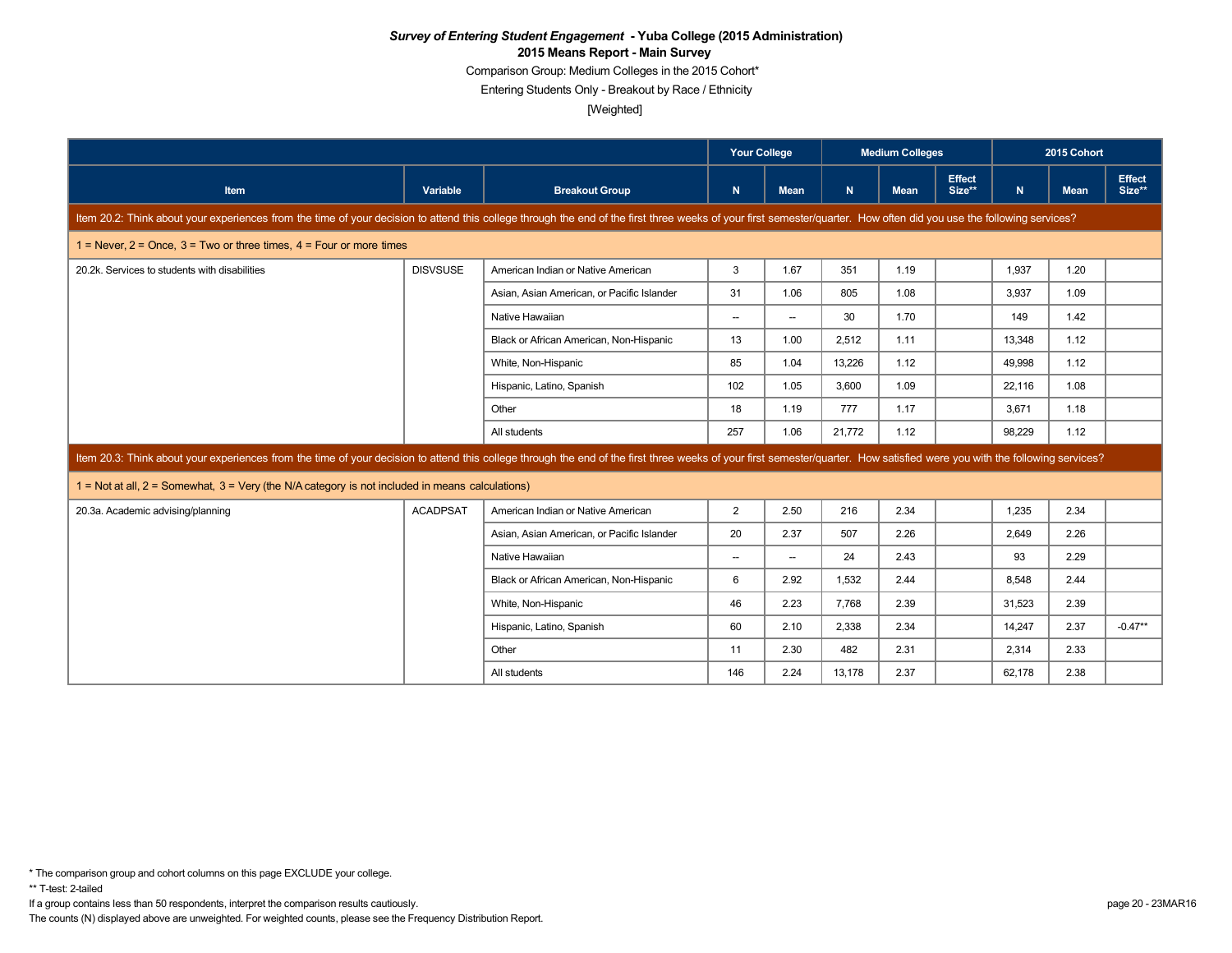***Survey of Entering Student Engagement* - Yuba College (2015 Administration)**

**2015 Means Report - Main Survey**

Comparison Group: Medium Colleges in the 2015 Cohort*

Entering Students Only - Breakout by Race / Ethnicity

[Weighted]

| | | | Your College | | Medium Colleges | | | 2015 Cohort | | |
|---|---|---|---|---|---|---|---|---|---|---|
| **Item** | **Variable** | **Breakout Group** | **N** | **Mean** | **N** | **Mean** | **Effect Size**** | **N** | **Mean** | **Effect Size**** |
| Item 20.2: Think about your experiences from the time of your decision to attend this college through the end of the first three weeks of your first semester/quarter. How often did you use the following services? | | | | | | | | | | |
| 1 = Never, 2 = Once, 3 = Two or three times, 4 = Four or more times | | | | | | | | | | |
| 20.2k. Services to students with disabilities | DISVSUSE | American Indian or Native American | 3 | 1.67 | 351 | 1.19 | | 1,937 | 1.20 | |
| | | Asian, Asian American, or Pacific Islander | 31 | 1.06 | 805 | 1.08 | | 3,937 | 1.09 | |
| | | Native Hawaiian | -- | -- | 30 | 1.70 | | 149 | 1.42 | |
| | | Black or African American, Non-Hispanic | 13 | 1.00 | 2,512 | 1.11 | | 13,348 | 1.12 | |
| | | White, Non-Hispanic | 85 | 1.04 | 13,226 | 1.12 | | 49,998 | 1.12 | |
| | | Hispanic, Latino, Spanish | 102 | 1.05 | 3,600 | 1.09 | | 22,116 | 1.08 | |
| | | Other | 18 | 1.19 | 777 | 1.17 | | 3,671 | 1.18 | |
| | | All students | 257 | 1.06 | 21,772 | 1.12 | | 98,229 | 1.12 | |
| Item 20.3: Think about your experiences from the time of your decision to attend this college through the end of the first three weeks of your first semester/quarter. How satisfied were you with the following services? | | | | | | | | | | |
| 1 = Not at all, 2 = Somewhat, 3 = Very (the N/A category is not included in means calculations) | | | | | | | | | | |
| 20.3a. Academic advising/planning | ACADPSAT | American Indian or Native American | 2 | 2.50 | 216 | 2.34 | | 1,235 | 2.34 | |
| | | Asian, Asian American, or Pacific Islander | 20 | 2.37 | 507 | 2.26 | | 2,649 | 2.26 | |
| | | Native Hawaiian | -- | -- | 24 | 2.43 | | 93 | 2.29 | |
| | | Black or African American, Non-Hispanic | 6 | 2.92 | 1,532 | 2.44 | | 8,548 | 2.44 | |
| | | White, Non-Hispanic | 46 | 2.23 | 7,768 | 2.39 | | 31,523 | 2.39 | |
| | | Hispanic, Latino, Spanish | 60 | 2.10 | 2,338 | 2.34 | | 14,247 | 2.37 | -0.47** |
| | | Other | 11 | 2.30 | 482 | 2.31 | | 2,314 | 2.33 | |
| | | All students | 146 | 2.24 | 13,178 | 2.37 | | 62,178 | 2.38 | |

* The comparison group and cohort columns on this page EXCLUDE your college.

** T-test: 2-tailed

If a group contains less than 50 respondents, interpret the comparison results cautiously.

The counts (N) displayed above are unweighted. For weighted counts, please see the Frequency Distribution Report.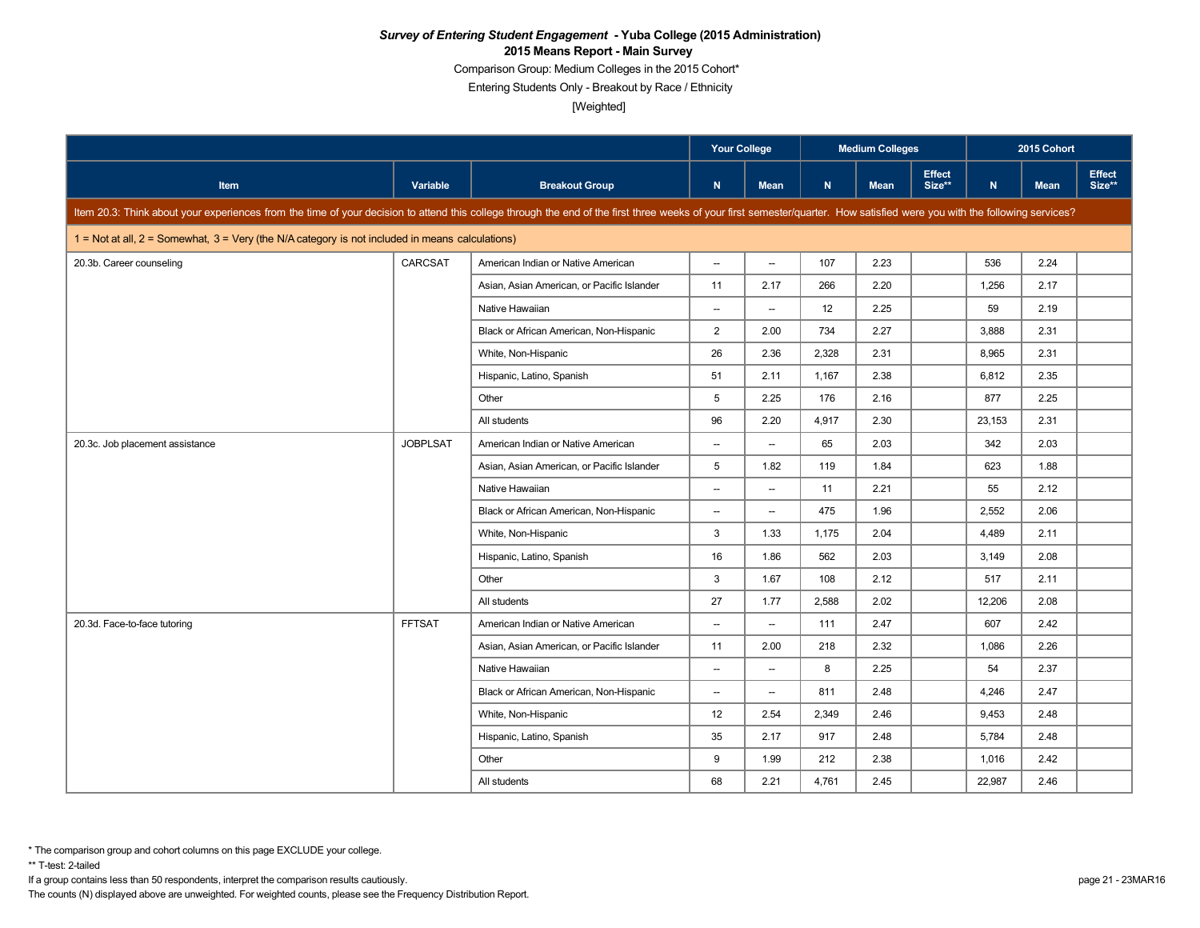***Survey of Entering Student Engagement* - Yuba College (2015 Administration)**

**2015 Means Report - Main Survey**

Comparison Group: Medium Colleges in the 2015 Cohort*

Entering Students Only - Breakout by Race / Ethnicity

[Weighted]

| | | | Your College | | Medium Colleges | | | 2015 Cohort | | |
|---|---|---|---|---|---|---|---|---|---|---|
| **Item** | **Variable** | **Breakout Group** | **N** | **Mean** | **N** | **Mean** | **Effect Size**** | **N** | **Mean** | **Effect Size**** |
| Item 20.3: Think about your experiences from the time of your decision to attend this college through the end of the first three weeks of your first semester/quarter. How satisfied were you with the following services? | | | | | | | | | | |
| 1 = Not at all, 2 = Somewhat, 3 = Very (the N/A category is not included in means calculations) | | | | | | | | | | |
| 20.3b. Career counseling | CARCSAT | American Indian or Native American | -- | -- | 107 | 2.23 | | 536 | 2.24 | |
| | | Asian, Asian American, or Pacific Islander | 11 | 2.17 | 266 | 2.20 | | 1,256 | 2.17 | |
| | | Native Hawaiian | -- | -- | 12 | 2.25 | | 59 | 2.19 | |
| | | Black or African American, Non-Hispanic | 2 | 2.00 | 734 | 2.27 | | 3,888 | 2.31 | |
| | | White, Non-Hispanic | 26 | 2.36 | 2,328 | 2.31 | | 8,965 | 2.31 | |
| | | Hispanic, Latino, Spanish | 51 | 2.11 | 1,167 | 2.38 | | 6,812 | 2.35 | |
| | | Other | 5 | 2.25 | 176 | 2.16 | | 877 | 2.25 | |
| | | All students | 96 | 2.20 | 4,917 | 2.30 | | 23,153 | 2.31 | |
| 20.3c. Job placement assistance | JOBPLSAT | American Indian or Native American | -- | -- | 65 | 2.03 | | 342 | 2.03 | |
| | | Asian, Asian American, or Pacific Islander | 5 | 1.82 | 119 | 1.84 | | 623 | 1.88 | |
| | | Native Hawaiian | -- | -- | 11 | 2.21 | | 55 | 2.12 | |
| | | Black or African American, Non-Hispanic | -- | -- | 475 | 1.96 | | 2,552 | 2.06 | |
| | | White, Non-Hispanic | 3 | 1.33 | 1,175 | 2.04 | | 4,489 | 2.11 | |
| | | Hispanic, Latino, Spanish | 16 | 1.86 | 562 | 2.03 | | 3,149 | 2.08 | |
| | | Other | 3 | 1.67 | 108 | 2.12 | | 517 | 2.11 | |
| | | All students | 27 | 1.77 | 2,588 | 2.02 | | 12,206 | 2.08 | |
| 20.3d. Face-to-face tutoring | FFTSAT | American Indian or Native American | -- | -- | 111 | 2.47 | | 607 | 2.42 | |
| | | Asian, Asian American, or Pacific Islander | 11 | 2.00 | 218 | 2.32 | | 1,086 | 2.26 | |
| | | Native Hawaiian | -- | -- | 8 | 2.25 | | 54 | 2.37 | |
| | | Black or African American, Non-Hispanic | -- | -- | 811 | 2.48 | | 4,246 | 2.47 | |
| | | White, Non-Hispanic | 12 | 2.54 | 2,349 | 2.46 | | 9,453 | 2.48 | |
| | | Hispanic, Latino, Spanish | 35 | 2.17 | 917 | 2.48 | | 5,784 | 2.48 | |
| | | Other | 9 | 1.99 | 212 | 2.38 | | 1,016 | 2.42 | |
| | | All students | 68 | 2.21 | 4,761 | 2.45 | | 22,987 | 2.46 | |

* The comparison group and cohort columns on this page EXCLUDE your college.

** T-test: 2-tailed

If a group contains less than 50 respondents, interpret the comparison results cautiously.

The counts (N) displayed above are unweighted. For weighted counts, please see the Frequency Distribution Report.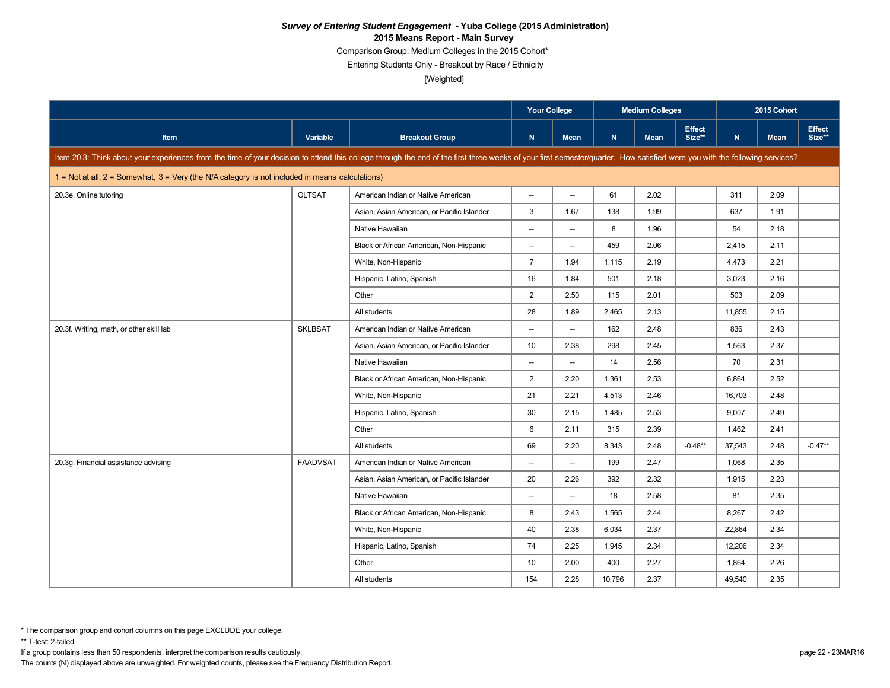***Survey of Entering Student Engagement* - Yuba College (2015 Administration)**

**2015 Means Report - Main Survey**

Comparison Group: Medium Colleges in the 2015 Cohort*

Entering Students Only - Breakout by Race / Ethnicity

[Weighted]

| | | | Your College | | Medium Colleges | | | 2015 Cohort | | |
|---|---|---|---|---|---|---|---|---|---|---|
| Item | Variable | Breakout Group | N | Mean | N | Mean | Effect Size** | N | Mean | Effect Size** |
| Item 20.3: Think about your experiences from the time of your decision to attend this college through the end of the first three weeks of your first semester/quarter. How satisfied were you with the following services? | | | | | | | | | | |
| 1 = Not at all, 2 = Somewhat, 3 = Very (the N/A category is not included in means calculations) | | | | | | | | | | |
| 20.3e. Online tutoring | OLTSAT | American Indian or Native American | -- | -- | 61 | 2.02 | | 311 | 2.09 | |
| | | Asian, Asian American, or Pacific Islander | 3 | 1.67 | 138 | 1.99 | | 637 | 1.91 | |
| | | Native Hawaiian | -- | -- | 8 | 1.96 | | 54 | 2.18 | |
| | | Black or African American, Non-Hispanic | -- | -- | 459 | 2.06 | | 2,415 | 2.11 | |
| | | White, Non-Hispanic | 7 | 1.94 | 1,115 | 2.19 | | 4,473 | 2.21 | |
| | | Hispanic, Latino, Spanish | 16 | 1.84 | 501 | 2.18 | | 3,023 | 2.16 | |
| | | Other | 2 | 2.50 | 115 | 2.01 | | 503 | 2.09 | |
| | | All students | 28 | 1.89 | 2,465 | 2.13 | | 11,855 | 2.15 | |
| 20.3f. Writing, math, or other skill lab | SKLBSAT | American Indian or Native American | -- | -- | 162 | 2.48 | | 836 | 2.43 | |
| | | Asian, Asian American, or Pacific Islander | 10 | 2.38 | 298 | 2.45 | | 1,563 | 2.37 | |
| | | Native Hawaiian | -- | -- | 14 | 2.56 | | 70 | 2.31 | |
| | | Black or African American, Non-Hispanic | 2 | 2.20 | 1,361 | 2.53 | | 6,864 | 2.52 | |
| | | White, Non-Hispanic | 21 | 2.21 | 4,513 | 2.46 | | 16,703 | 2.48 | |
| | | Hispanic, Latino, Spanish | 30 | 2.15 | 1,485 | 2.53 | | 9,007 | 2.49 | |
| | | Other | 6 | 2.11 | 315 | 2.39 | | 1,462 | 2.41 | |
| | | All students | 69 | 2.20 | 8,343 | 2.48 | -0.48** | 37,543 | 2.48 | -0.47** |
| 20.3g. Financial assistance advising | FAADVSAT | American Indian or Native American | -- | -- | 199 | 2.47 | | 1,068 | 2.35 | |
| | | Asian, Asian American, or Pacific Islander | 20 | 2.26 | 392 | 2.32 | | 1,915 | 2.23 | |
| | | Native Hawaiian | -- | -- | 18 | 2.58 | | 81 | 2.35 | |
| | | Black or African American, Non-Hispanic | 8 | 2.43 | 1,565 | 2.44 | | 8,267 | 2.42 | |
| | | White, Non-Hispanic | 40 | 2.38 | 6,034 | 2.37 | | 22,864 | 2.34 | |
| | | Hispanic, Latino, Spanish | 74 | 2.25 | 1,945 | 2.34 | | 12,206 | 2.34 | |
| | | Other | 10 | 2.00 | 400 | 2.27 | | 1,864 | 2.26 | |
| | | All students | 154 | 2.28 | 10,796 | 2.37 | | 49,540 | 2.35 | |

\* The comparison group and cohort columns on this page EXCLUDE your college.

\*\* T-test: 2-tailed

If a group contains less than 50 respondents, interpret the comparison results cautiously.

The counts (N) displayed above are unweighted. For weighted counts, please see the Frequency Distribution Report.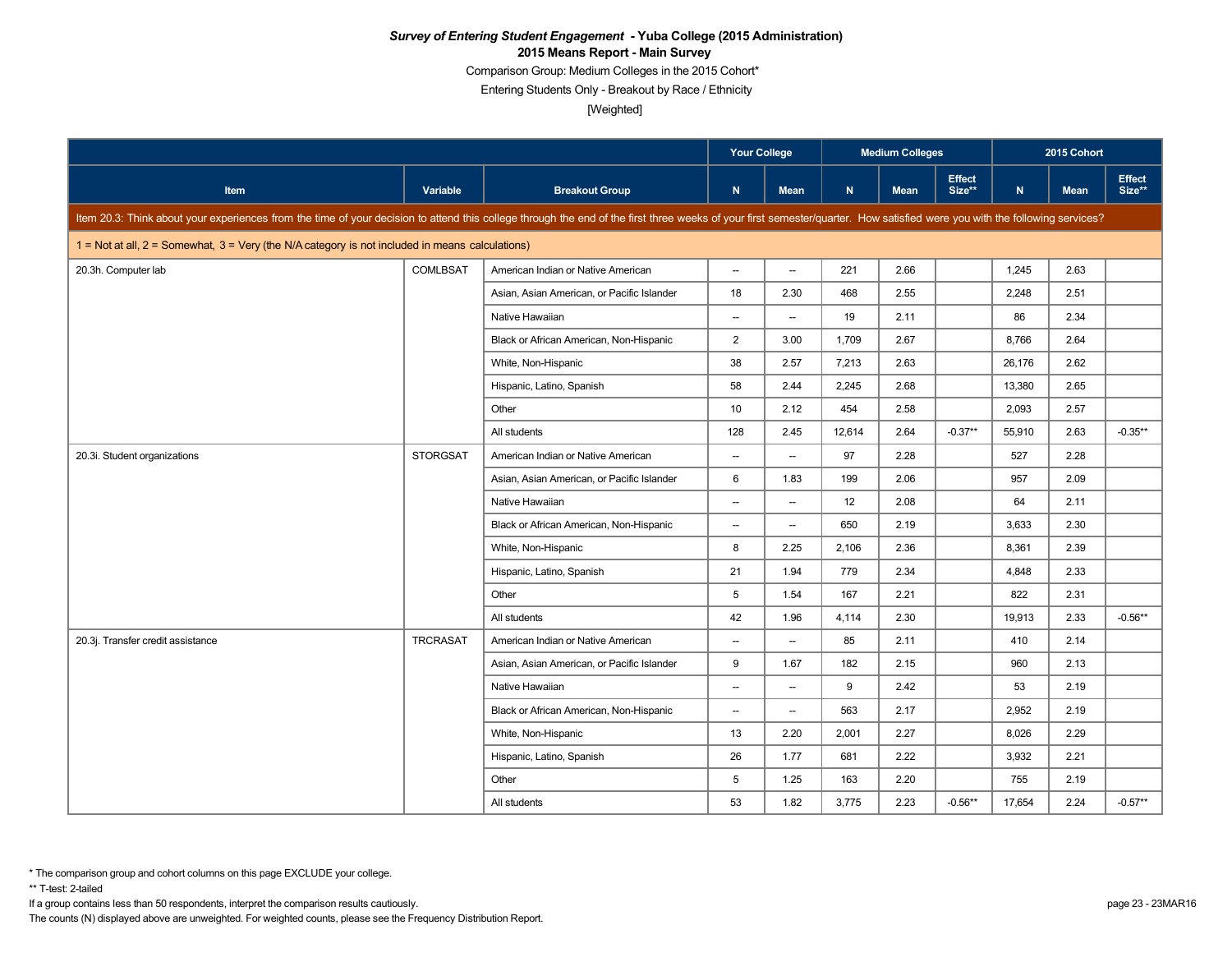***Survey of Entering Student Engagement* - Yuba College (2015 Administration)**

**2015 Means Report - Main Survey**

Comparison Group: Medium Colleges in the 2015 Cohort*

Entering Students Only - Breakout by Race / Ethnicity

[Weighted]

| | | | Your College | | Medium Colleges | | | 2015 Cohort | | |
|---|---|---|---|---|---|---|---|---|---|---|
| Item | Variable | Breakout Group | N | Mean | N | Mean | Effect Size** | N | Mean | Effect Size** |
| Item 20.3: Think about your experiences from the time of your decision to attend this college through the end of the first three weeks of your first semester/quarter. How satisfied were you with the following services? | | | | | | | | | | |
| 1 = Not at all, 2 = Somewhat, 3 = Very (the N/A category is not included in means calculations) | | | | | | | | | | |
| 20.3h. Computer lab | COMLBSAT | American Indian or Native American | -- | -- | 221 | 2.66 | | 1,245 | 2.63 | |
| | | Asian, Asian American, or Pacific Islander | 18 | 2.30 | 468 | 2.55 | | 2,248 | 2.51 | |
| | | Native Hawaiian | -- | -- | 19 | 2.11 | | 86 | 2.34 | |
| | | Black or African American, Non-Hispanic | 2 | 3.00 | 1,709 | 2.67 | | 8,766 | 2.64 | |
| | | White, Non-Hispanic | 38 | 2.57 | 7,213 | 2.63 | | 26,176 | 2.62 | |
| | | Hispanic, Latino, Spanish | 58 | 2.44 | 2,245 | 2.68 | | 13,380 | 2.65 | |
| | | Other | 10 | 2.12 | 454 | 2.58 | | 2,093 | 2.57 | |
| | | All students | 128 | 2.45 | 12,614 | 2.64 | -0.37** | 55,910 | 2.63 | -0.35** |
| 20.3i. Student organizations | STORGSAT | American Indian or Native American | -- | -- | 97 | 2.28 | | 527 | 2.28 | |
| | | Asian, Asian American, or Pacific Islander | 6 | 1.83 | 199 | 2.06 | | 957 | 2.09 | |
| | | Native Hawaiian | -- | -- | 12 | 2.08 | | 64 | 2.11 | |
| | | Black or African American, Non-Hispanic | -- | -- | 650 | 2.19 | | 3,633 | 2.30 | |
| | | White, Non-Hispanic | 8 | 2.25 | 2,106 | 2.36 | | 8,361 | 2.39 | |
| | | Hispanic, Latino, Spanish | 21 | 1.94 | 779 | 2.34 | | 4,848 | 2.33 | |
| | | Other | 5 | 1.54 | 167 | 2.21 | | 822 | 2.31 | |
| | | All students | 42 | 1.96 | 4,114 | 2.30 | | 19,913 | 2.33 | -0.56** |
| 20.3j. Transfer credit assistance | TRCRASAT | American Indian or Native American | -- | -- | 85 | 2.11 | | 410 | 2.14 | |
| | | Asian, Asian American, or Pacific Islander | 9 | 1.67 | 182 | 2.15 | | 960 | 2.13 | |
| | | Native Hawaiian | -- | -- | 9 | 2.42 | | 53 | 2.19 | |
| | | Black or African American, Non-Hispanic | -- | -- | 563 | 2.17 | | 2,952 | 2.19 | |
| | | White, Non-Hispanic | 13 | 2.20 | 2,001 | 2.27 | | 8,026 | 2.29 | |
| | | Hispanic, Latino, Spanish | 26 | 1.77 | 681 | 2.22 | | 3,932 | 2.21 | |
| | | Other | 5 | 1.25 | 163 | 2.20 | | 755 | 2.19 | |
| | | All students | 53 | 1.82 | 3,775 | 2.23 | -0.56** | 17,654 | 2.24 | -0.57** |

\* The comparison group and cohort columns on this page EXCLUDE your college.

** T-test: 2-tailed

If a group contains less than 50 respondents, interpret the comparison results cautiously.

The counts (N) displayed above are unweighted. For weighted counts, please see the Frequency Distribution Report.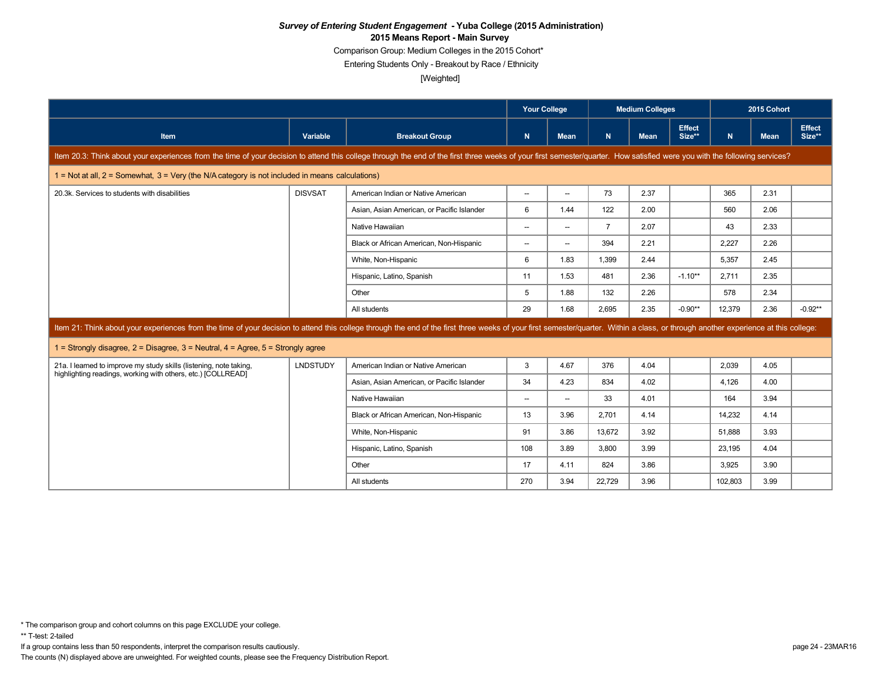**_Survey of Entering Student Engagement_ - Yuba College (2015 Administration)**
**2015 Means Report - Main Survey**
Comparison Group: Medium Colleges in the 2015 Cohort*
Entering Students Only - Breakout by Race / Ethnicity
[Weighted]

| | | | Your College | | Medium Colleges | | | 2015 Cohort | | |
|---|---|---|---|---|---|---|---|---|---|---|
| **Item** | **Variable** | **Breakout Group** | **N** | **Mean** | **N** | **Mean** | **Effect Size**** | **N** | **Mean** | **Effect Size**** |
| Item 20.3: Think about your experiences from the time of your decision to attend this college through the end of the first three weeks of your first semester/quarter. How satisfied were you with the following services? | | | | | | | | | | |
| 1 = Not at all, 2 = Somewhat, 3 = Very (the N/A category is not included in means calculations) | | | | | | | | | | |
| 20.3k. Services to students with disabilities | DISVSAT | American Indian or Native American | -- | -- | 73 | 2.37 | | 365 | 2.31 | |
| | | Asian, Asian American, or Pacific Islander | 6 | 1.44 | 122 | 2.00 | | 560 | 2.06 | |
| | | Native Hawaiian | -- | -- | 7 | 2.07 | | 43 | 2.33 | |
| | | Black or African American, Non-Hispanic | -- | -- | 394 | 2.21 | | 2,227 | 2.26 | |
| | | White, Non-Hispanic | 6 | 1.83 | 1,399 | 2.44 | | 5,357 | 2.45 | |
| | | Hispanic, Latino, Spanish | 11 | 1.53 | 481 | 2.36 | -1.10** | 2,711 | 2.35 | |
| | | Other | 5 | 1.88 | 132 | 2.26 | | 578 | 2.34 | |
| | | All students | 29 | 1.68 | 2,695 | 2.35 | -0.90** | 12,379 | 2.36 | -0.92** |
| Item 21: Think about your experiences from the time of your decision to attend this college through the end of the first three weeks of your first semester/quarter. Within a class, or through another experience at this college: | | | | | | | | | | |
| 1 = Strongly disagree, 2 = Disagree, 3 = Neutral, 4 = Agree, 5 = Strongly agree | | | | | | | | | | |
| 21a. I learned to improve my study skills (listening, note taking, highlighting readings, working with others, etc.) [COLLREAD] | LNDSTUDY | American Indian or Native American | 3 | 4.67 | 376 | 4.04 | | 2,039 | 4.05 | |
| | | Asian, Asian American, or Pacific Islander | 34 | 4.23 | 834 | 4.02 | | 4,126 | 4.00 | |
| | | Native Hawaiian | -- | -- | 33 | 4.01 | | 164 | 3.94 | |
| | | Black or African American, Non-Hispanic | 13 | 3.96 | 2,701 | 4.14 | | 14,232 | 4.14 | |
| | | White, Non-Hispanic | 91 | 3.86 | 13,672 | 3.92 | | 51,888 | 3.93 | |
| | | Hispanic, Latino, Spanish | 108 | 3.89 | 3,800 | 3.99 | | 23,195 | 4.04 | |
| | | Other | 17 | 4.11 | 824 | 3.86 | | 3,925 | 3.90 | |
| | | All students | 270 | 3.94 | 22,729 | 3.96 | | 102,803 | 3.99 | |

\* The comparison group and cohort columns on this page EXCLUDE your college.
** T-test: 2-tailed
If a group contains less than 50 respondents, interpret the comparison results cautiously.
The counts (N) displayed above are unweighted. For weighted counts, please see the Frequency Distribution Report.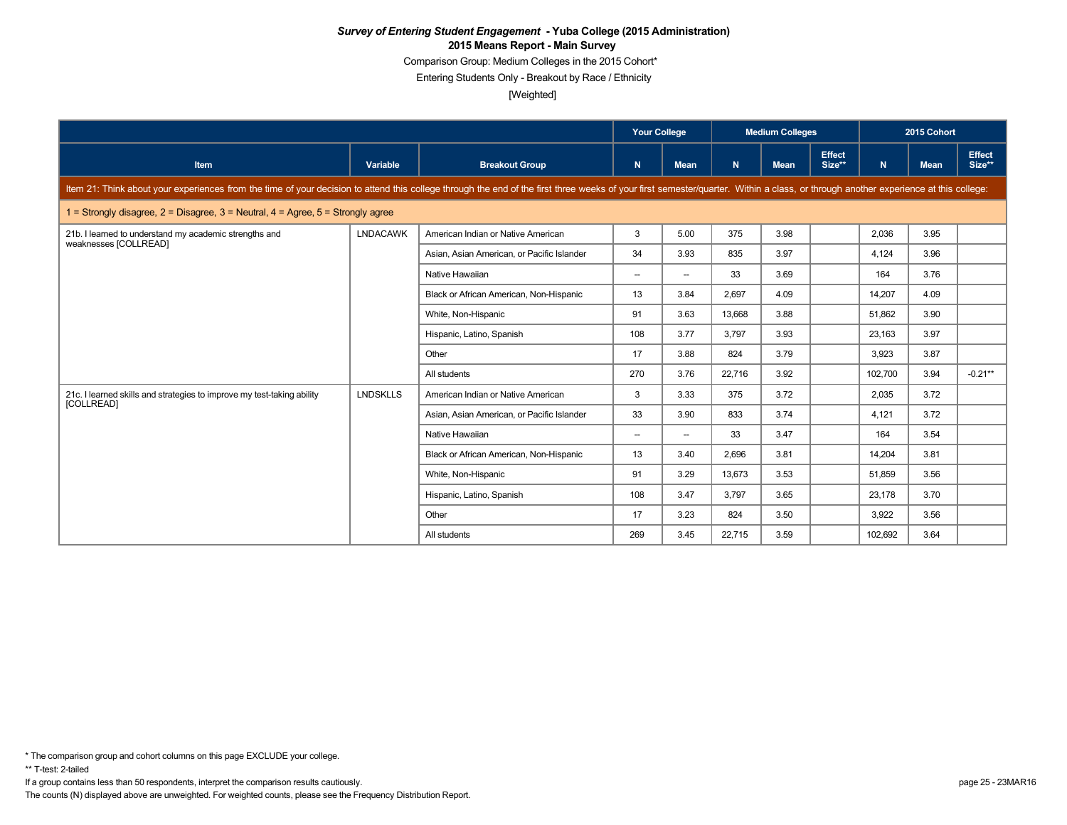# *Survey of Entering Student Engagement* - Yuba College (2015 Administration)

## 2015 Means Report - Main Survey

Comparison Group: Medium Colleges in the 2015 Cohort*

Entering Students Only - Breakout by Race / Ethnicity

[Weighted]

| | | | Your College | | Medium Colleges | | | 2015 Cohort | | |
|---|---|---|---|---|---|---|---|---|---|---|
| **Item** | **Variable** | **Breakout Group** | **N** | **Mean** | **N** | **Mean** | **Effect Size**** | **N** | **Mean** | **Effect Size**** |
| **Item 21: Think about your experiences from the time of your decision to attend this college through the end of the first three weeks of your first semester/quarter. Within a class, or through another experience at this college:** | | | | | | | | | | |
| 1 = Strongly disagree, 2 = Disagree, 3 = Neutral, 4 = Agree, 5 = Strongly agree | | | | | | | | | | |
| 21b. I learned to understand my academic strengths and weaknesses [COLLREAD] | LNDACAWK | American Indian or Native American | 3 | 5.00 | 375 | 3.98 | | 2,036 | 3.95 | |
| | | Asian, Asian American, or Pacific Islander | 34 | 3.93 | 835 | 3.97 | | 4,124 | 3.96 | |
| | | Native Hawaiian | -- | -- | 33 | 3.69 | | 164 | 3.76 | |
| | | Black or African American, Non-Hispanic | 13 | 3.84 | 2,697 | 4.09 | | 14,207 | 4.09 | |
| | | White, Non-Hispanic | 91 | 3.63 | 13,668 | 3.88 | | 51,862 | 3.90 | |
| | | Hispanic, Latino, Spanish | 108 | 3.77 | 3,797 | 3.93 | | 23,163 | 3.97 | |
| | | Other | 17 | 3.88 | 824 | 3.79 | | 3,923 | 3.87 | |
| | | All students | 270 | 3.76 | 22,716 | 3.92 | | 102,700 | 3.94 | -0.21** |
| 21c. I learned skills and strategies to improve my test-taking ability [COLLREAD] | LNDSKLLS | American Indian or Native American | 3 | 3.33 | 375 | 3.72 | | 2,035 | 3.72 | |
| | | Asian, Asian American, or Pacific Islander | 33 | 3.90 | 833 | 3.74 | | 4,121 | 3.72 | |
| | | Native Hawaiian | -- | -- | 33 | 3.47 | | 164 | 3.54 | |
| | | Black or African American, Non-Hispanic | 13 | 3.40 | 2,696 | 3.81 | | 14,204 | 3.81 | |
| | | White, Non-Hispanic | 91 | 3.29 | 13,673 | 3.53 | | 51,859 | 3.56 | |
| | | Hispanic, Latino, Spanish | 108 | 3.47 | 3,797 | 3.65 | | 23,178 | 3.70 | |
| | | Other | 17 | 3.23 | 824 | 3.50 | | 3,922 | 3.56 | |
| | | All students | 269 | 3.45 | 22,715 | 3.59 | | 102,692 | 3.64 | |

\* The comparison group and cohort columns on this page EXCLUDE your college.

** T-test: 2-tailed

If a group contains less than 50 respondents, interpret the comparison results cautiously.

The counts (N) displayed above are unweighted. For weighted counts, please see the Frequency Distribution Report.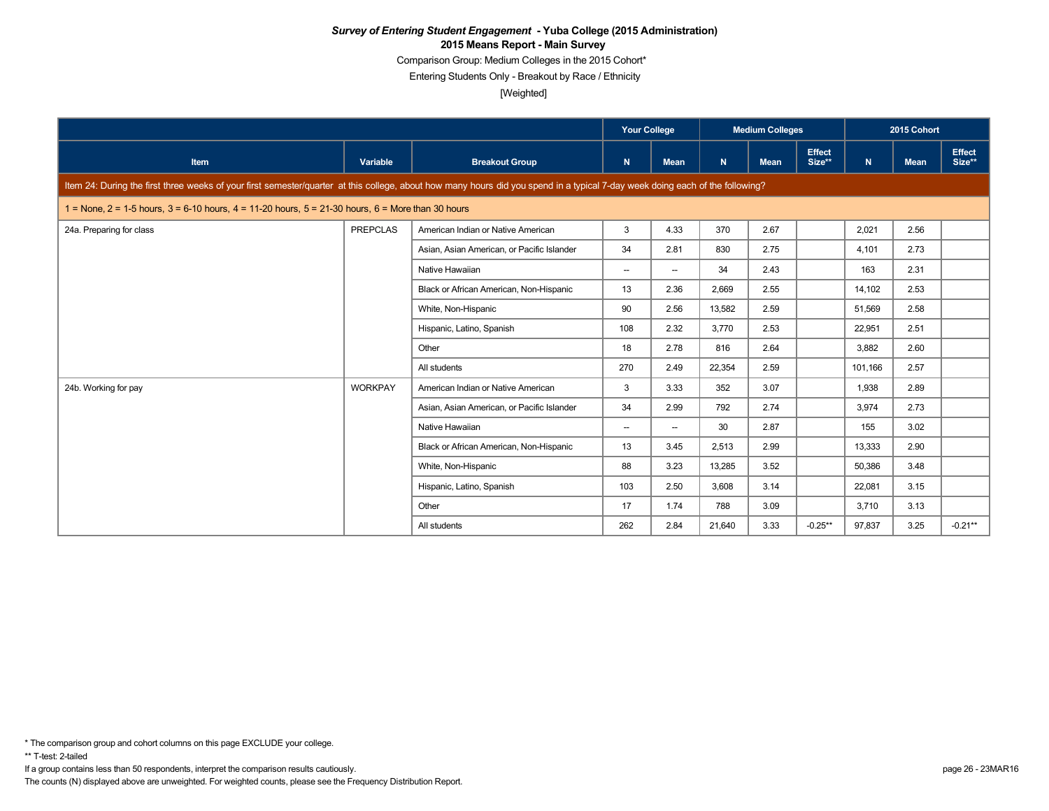***Survey of Entering Student Engagement* - Yuba College (2015 Administration)**

**2015 Means Report - Main Survey**

Comparison Group: Medium Colleges in the 2015 Cohort*

Entering Students Only - Breakout by Race / Ethnicity

[Weighted]

| | | | Your College | | Medium Colleges | | | 2015 Cohort | | |
|---|---|---|---|---|---|---|---|---|---|---|
| **Item** | **Variable** | **Breakout Group** | **N** | **Mean** | **N** | **Mean** | **Effect Size**** | **N** | **Mean** | **Effect Size**** |
| Item 24: During the first three weeks of your first semester/quarter at this college, about how many hours did you spend in a typical 7-day week doing each of the following? | | | | | | | | | | |
| 1 = None, 2 = 1-5 hours, 3 = 6-10 hours, 4 = 11-20 hours, 5 = 21-30 hours, 6 = More than 30 hours | | | | | | | | | | |
| 24a. Preparing for class | PREPCLAS | American Indian or Native American | 3 | 4.33 | 370 | 2.67 | | 2,021 | 2.56 | |
| | | Asian, Asian American, or Pacific Islander | 34 | 2.81 | 830 | 2.75 | | 4,101 | 2.73 | |
| | | Native Hawaiian | -- | -- | 34 | 2.43 | | 163 | 2.31 | |
| | | Black or African American, Non-Hispanic | 13 | 2.36 | 2,669 | 2.55 | | 14,102 | 2.53 | |
| | | White, Non-Hispanic | 90 | 2.56 | 13,582 | 2.59 | | 51,569 | 2.58 | |
| | | Hispanic, Latino, Spanish | 108 | 2.32 | 3,770 | 2.53 | | 22,951 | 2.51 | |
| | | Other | 18 | 2.78 | 816 | 2.64 | | 3,882 | 2.60 | |
| | | All students | 270 | 2.49 | 22,354 | 2.59 | | 101,166 | 2.57 | |
| 24b. Working for pay | WORKPAY | American Indian or Native American | 3 | 3.33 | 352 | 3.07 | | 1,938 | 2.89 | |
| | | Asian, Asian American, or Pacific Islander | 34 | 2.99 | 792 | 2.74 | | 3,974 | 2.73 | |
| | | Native Hawaiian | -- | -- | 30 | 2.87 | | 155 | 3.02 | |
| | | Black or African American, Non-Hispanic | 13 | 3.45 | 2,513 | 2.99 | | 13,333 | 2.90 | |
| | | White, Non-Hispanic | 88 | 3.23 | 13,285 | 3.52 | | 50,386 | 3.48 | |
| | | Hispanic, Latino, Spanish | 103 | 2.50 | 3,608 | 3.14 | | 22,081 | 3.15 | |
| | | Other | 17 | 1.74 | 788 | 3.09 | | 3,710 | 3.13 | |
| | | All students | 262 | 2.84 | 21,640 | 3.33 | -0.25** | 97,837 | 3.25 | -0.21** |

\* The comparison group and cohort columns on this page EXCLUDE your college.

** T-test: 2-tailed

If a group contains less than 50 respondents, interpret the comparison results cautiously.

The counts (N) displayed above are unweighted. For weighted counts, please see the Frequency Distribution Report.